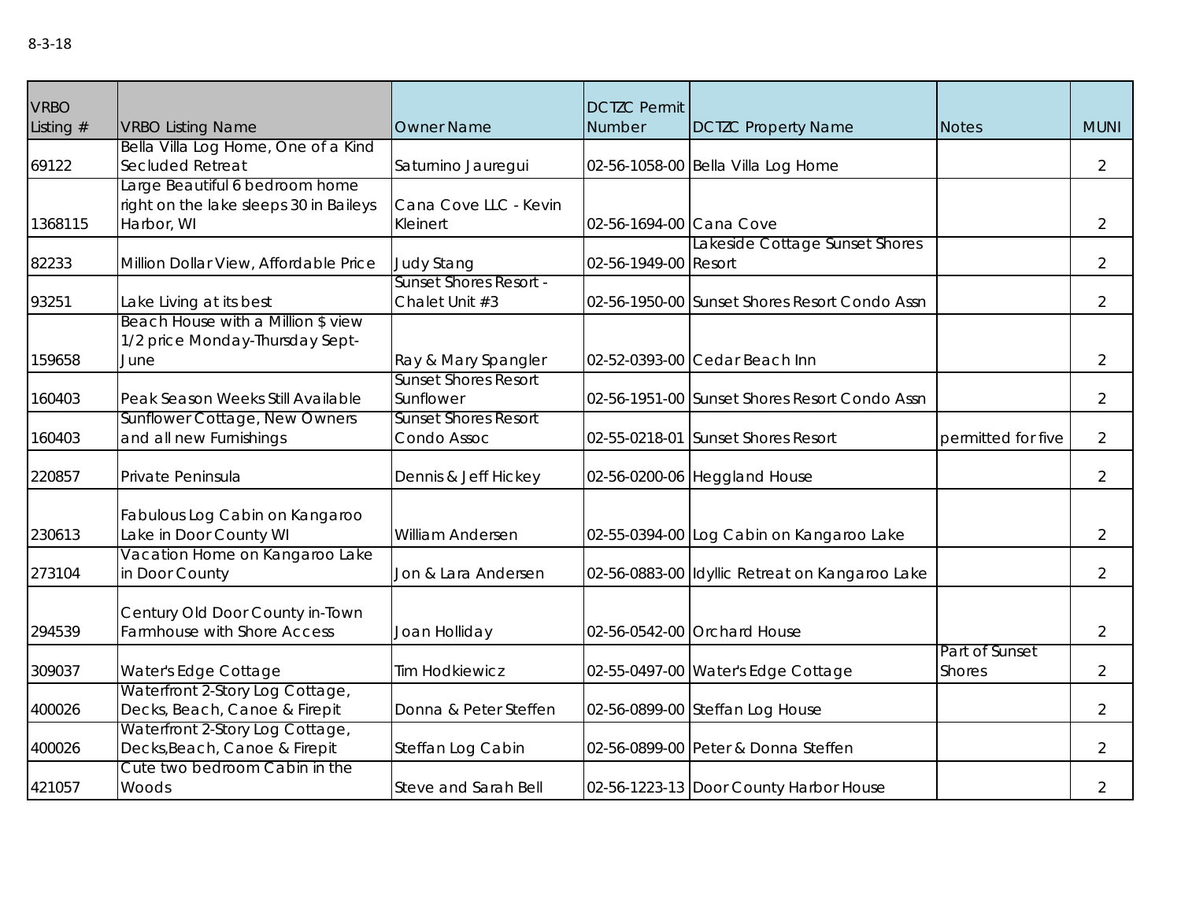8-3-18

| VRBO Listing # | VRBO Listing Name | Owner Name | DCTZC Permit Number | DCTZC Property Name | Notes | MUNI |
|---|---|---|---|---|---|---|
| 69122 | Bella Villa Log Home, One of a Kind Secluded Retreat | Saturnino Jauregui | 02-56-1058-00 | Bella Villa Log Home | | 2 |
| 1368115 | Large Beautiful 6 bedroom home right on the lake sleeps 30 in Baileys Harbor, WI | Cana Cove LLC - Kevin Kleinert | 02-56-1694-00 | Cana Cove | | 2 |
| 82233 | Million Dollar View, Affordable Price | Judy Stang | 02-56-1949-00 | Lakeside Cottage Sunset Shores Resort | | 2 |
| 93251 | Lake Living at its best | Sunset Shores Resort - Chalet Unit #3 | 02-56-1950-00 | Sunset Shores Resort Condo Assn | | 2 |
| 159658 | Beach House with a Million $ view 1/2 price Monday-Thursday Sept-June | Ray & Mary Spangler | 02-52-0393-00 | Cedar Beach Inn | | 2 |
| 160403 | Peak Season Weeks Still Available | Sunset Shores Resort Sunflower | 02-56-1951-00 | Sunset Shores Resort Condo Assn | | 2 |
| 160403 | Sunflower Cottage, New Owners and all new Furnishings | Sunset Shores Resort Condo Assoc | 02-55-0218-01 | Sunset Shores Resort | permitted for five | 2 |
| 220857 | Private Peninsula | Dennis & Jeff Hickey | 02-56-0200-06 | Heggland House | | 2 |
| 230613 | Fabulous Log Cabin on Kangaroo Lake in Door County WI | William Andersen | 02-55-0394-00 | Log Cabin on Kangaroo Lake | | 2 |
| 273104 | Vacation Home on Kangaroo Lake in Door County | Jon & Lara Andersen | 02-56-0883-00 | Idyllic Retreat on Kangaroo Lake | | 2 |
| 294539 | Century Old Door County in-Town Farmhouse with Shore Access | Joan Holliday | 02-56-0542-00 | Orchard House | | 2 |
| 309037 | Water's Edge Cottage | Tim Hodkiewicz | 02-55-0497-00 | Water's Edge Cottage | Part of Sunset Shores | 2 |
| 400026 | Waterfront 2-Story Log Cottage, Decks, Beach, Canoe & Firepit | Donna & Peter Steffen | 02-56-0899-00 | Steffan Log House | | 2 |
| 400026 | Waterfront 2-Story Log Cottage, Decks,Beach, Canoe & Firepit | Steffan Log Cabin | 02-56-0899-00 | Peter & Donna Steffen | | 2 |
| 421057 | Cute two bedroom Cabin in the Woods | Steve and Sarah Bell | 02-56-1223-13 | Door County Harbor House | | 2 |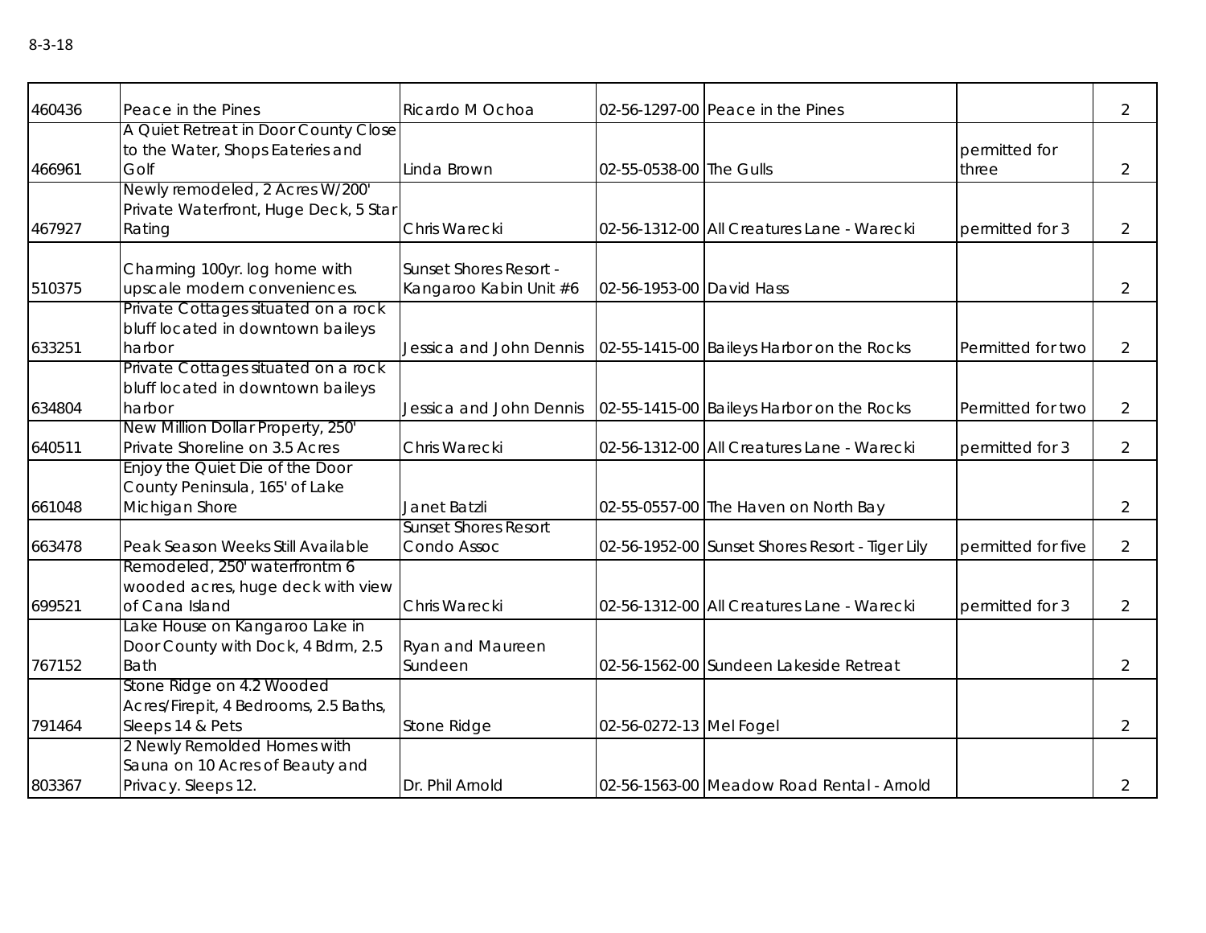8-3-18

| | | | | | | |
|---|---|---|---|---|---|---|
| 460436 | Peace in the Pines | Ricardo M Ochoa | 02-56-1297-00 | Peace in the Pines | | 2 |
| 466961 | A Quiet Retreat in Door County Close to the Water, Shops Eateries and Golf | Linda Brown | 02-55-0538-00 | The Gulls | permitted for three | 2 |
| 467927 | Newly remodeled, 2 Acres W/200' Private Waterfront, Huge Deck, 5 Star Rating | Chris Warecki | 02-56-1312-00 | All Creatures Lane - Warecki | permitted for 3 | 2 |
| 510375 | Charming 100yr. log home with upscale modern conveniences. | Sunset Shores Resort - Kangaroo Kabin Unit #6 | 02-56-1953-00 | David Hass | | 2 |
| 633251 | Private Cottages situated on a rock bluff located in downtown baileys harbor | Jessica and John Dennis | 02-55-1415-00 | Baileys Harbor on the Rocks | Permitted for two | 2 |
| 634804 | Private Cottages situated on a rock bluff located in downtown baileys harbor | Jessica and John Dennis | 02-55-1415-00 | Baileys Harbor on the Rocks | Permitted for two | 2 |
| 640511 | New Million Dollar Property, 250' Private Shoreline on 3.5 Acres | Chris Warecki | 02-56-1312-00 | All Creatures Lane - Warecki | permitted for 3 | 2 |
| 661048 | Enjoy the Quiet Die of the Door County Peninsula, 165' of Lake Michigan Shore | Janet Batzli | 02-55-0557-00 | The Haven on North Bay | | 2 |
| 663478 | Peak Season Weeks Still Available | Sunset Shores Resort Condo Assoc | 02-56-1952-00 | Sunset Shores Resort - Tiger Lily | permitted for five | 2 |
| 699521 | Remodeled, 250' waterfrontm 6 wooded acres, huge deck with view of Cana Island | Chris Warecki | 02-56-1312-00 | All Creatures Lane - Warecki | permitted for 3 | 2 |
| 767152 | Lake House on Kangaroo Lake in Door County with Dock, 4 Bdrm, 2.5 Bath | Ryan and Maureen Sundeen | 02-56-1562-00 | Sundeen Lakeside Retreat | | 2 |
| 791464 | Stone Ridge on 4.2 Wooded Acres/Firepit, 4 Bedrooms, 2.5 Baths, Sleeps 14 & Pets | Stone Ridge | 02-56-0272-13 | Mel Fogel | | 2 |
| 803367 | 2 Newly Remolded Homes with Sauna on 10 Acres of Beauty and Privacy. Sleeps 12. | Dr. Phil Arnold | 02-56-1563-00 | Meadow Road Rental - Arnold | | 2 |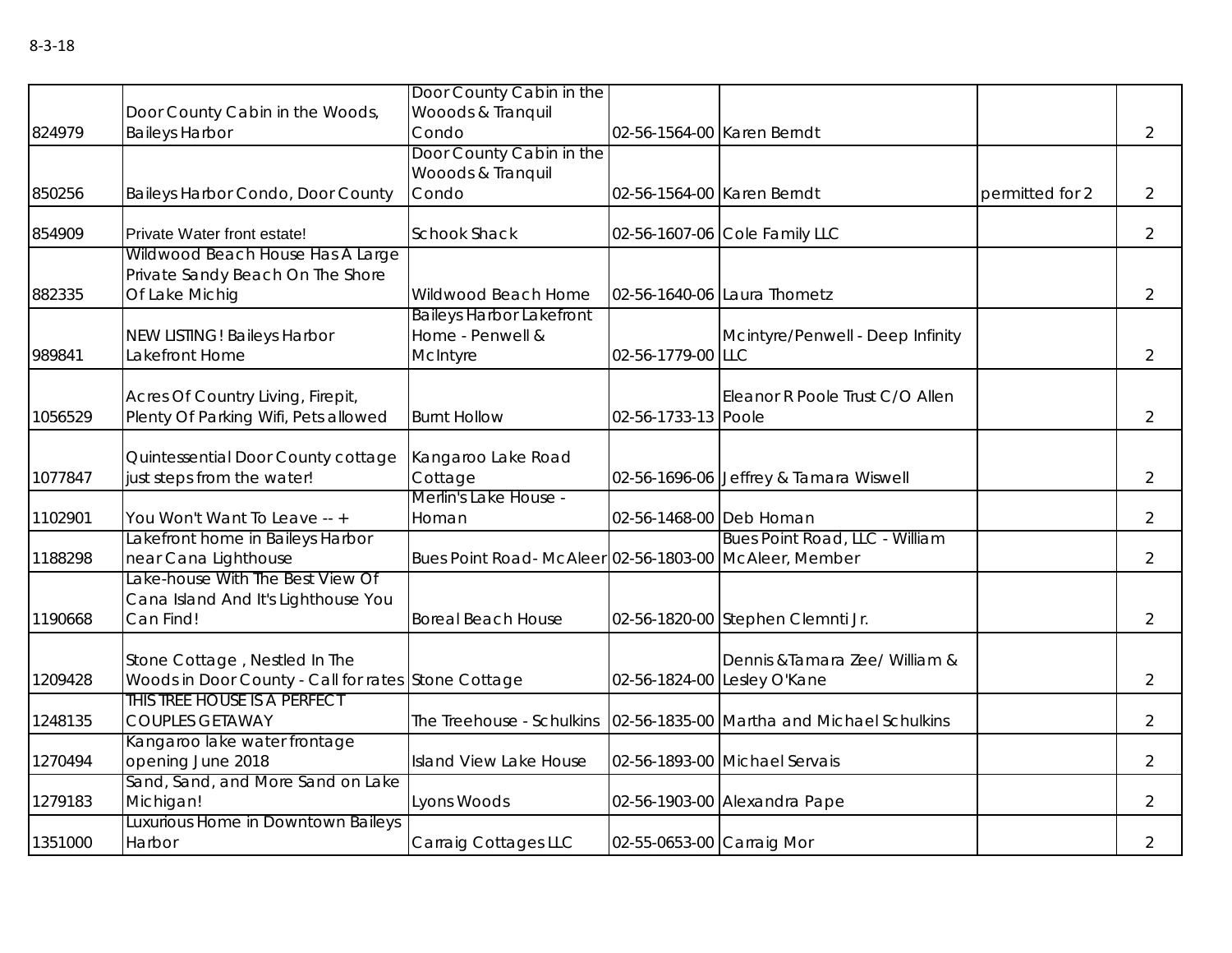8-3-18

| | | | | | | |
|---|---|---|---|---|---|---|
| 824979 | Door County Cabin in the Woods, Baileys Harbor | Door County Cabin in the Wooods & Tranquil Condo | 02-56-1564-00 | Karen Berndt | | 2 |
| 850256 | Baileys Harbor Condo, Door County | Door County Cabin in the Wooods & Tranquil Condo | 02-56-1564-00 | Karen Berndt | permitted for 2 | 2 |
| 854909 | Private Water front estate! | Schook Shack | 02-56-1607-06 | Cole Family LLC | | 2 |
| 882335 | Wildwood Beach House Has A Large Private Sandy Beach On The Shore Of Lake Michig | Wildwood Beach Home | 02-56-1640-06 | Laura Thometz | | 2 |
| 989841 | NEW LISTING! Baileys Harbor Lakefront Home | Baileys Harbor Lakefront Home - Penwell & McIntyre | 02-56-1779-00 | Mcintyre/Penwell - Deep Infinity LLC | | 2 |
| 1056529 | Acres Of Country Living, Firepit, Plenty Of Parking Wifi, Pets allowed | Burnt Hollow | 02-56-1733-13 | Eleanor R Poole Trust C/O Allen Poole | | 2 |
| 1077847 | Quintessential Door County cottage just steps from the water! | Kangaroo Lake Road Cottage | 02-56-1696-06 | Jeffrey & Tamara Wiswell | | 2 |
| 1102901 | You Won't Want To Leave -- + | Merlin's Lake House - Homan | 02-56-1468-00 | Deb Homan | | 2 |
| 1188298 | Lakefront home in Baileys Harbor near Cana Lighthouse | Bues Point Road- McAleer | 02-56-1803-00 | Bues Point Road, LLC - William McAleer, Member | | 2 |
| 1190668 | Lake-house With The Best View Of Cana Island And It's Lighthouse You Can Find! | Boreal Beach House | 02-56-1820-00 | Stephen Clemnti Jr. | | 2 |
| 1209428 | Stone Cottage , Nestled In The Woods in Door County - Call for rates | Stone Cottage | 02-56-1824-00 | Dennis &Tamara Zee/ William & Lesley O'Kane | | 2 |
| 1248135 | THIS TREE HOUSE IS A PERFECT COUPLES GETAWAY | The Treehouse - Schulkins | 02-56-1835-00 | Martha and Michael Schulkins | | 2 |
| 1270494 | Kangaroo lake water frontage opening June 2018 | Island View Lake House | 02-56-1893-00 | Michael Servais | | 2 |
| 1279183 | Sand, Sand, and More Sand on Lake Michigan! | Lyons Woods | 02-56-1903-00 | Alexandra Pape | | 2 |
| 1351000 | Luxurious Home in Downtown Baileys Harbor | Carraig Cottages LLC | 02-55-0653-00 | Carraig Mor | | 2 |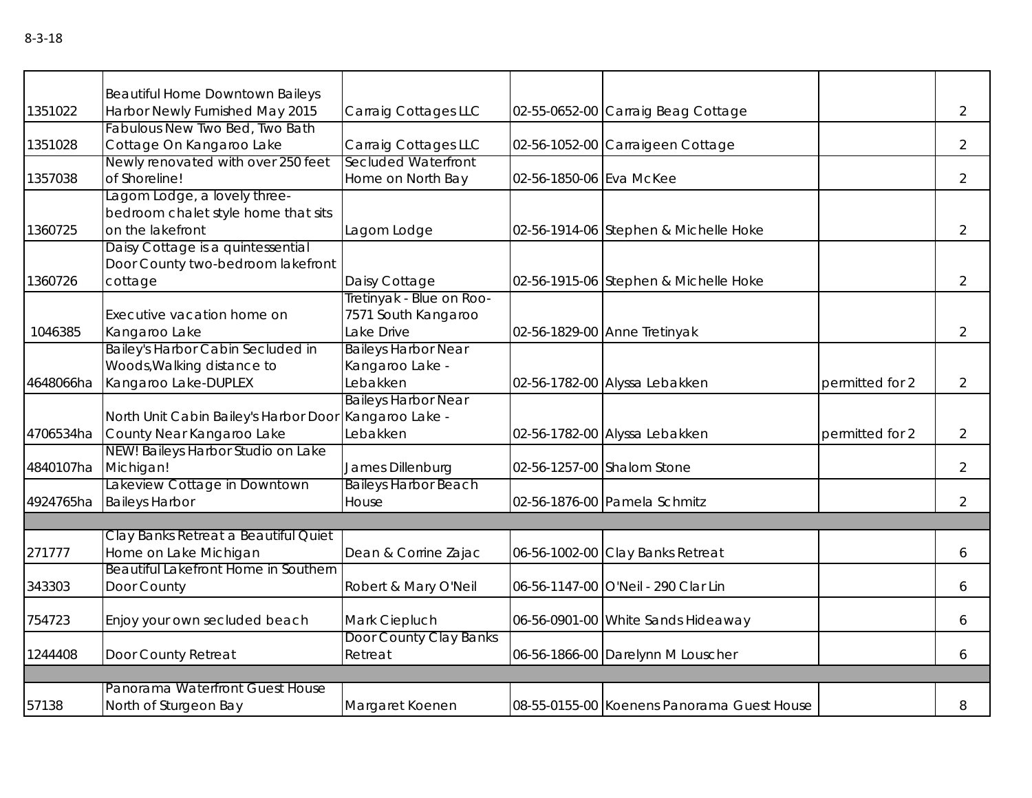8-3-18

| | | | | | | |
|---|---|---|---|---|---|---|
| 1351022 | Beautiful Home Downtown Baileys Harbor Newly Furnished May 2015 | Carraig Cottages LLC | 02-55-0652-00 | Carraig Beag Cottage | | 2 |
| 1351028 | Fabulous New Two Bed, Two Bath Cottage On Kangaroo Lake | Carraig Cottages LLC | 02-56-1052-00 | Carraigeen Cottage | | 2 |
| 1357038 | Newly renovated with over 250 feet of Shoreline! | Secluded Waterfront Home on North Bay | 02-56-1850-06 | Eva McKee | | 2 |
| 1360725 | Lagom Lodge, a lovely three-bedroom chalet style home that sits on the lakefront | Lagom Lodge | 02-56-1914-06 | Stephen & Michelle Hoke | | 2 |
| 1360726 | Daisy Cottage is a quintessential Door County two-bedroom lakefront cottage | Daisy Cottage | 02-56-1915-06 | Stephen & Michelle Hoke | | 2 |
| 1046385 | Executive vacation home on Kangaroo Lake | Tretinyak - Blue on Roo-7571 South Kangaroo Lake Drive | 02-56-1829-00 | Anne Tretinyak | | 2 |
| 4648066ha | Bailey's Harbor Cabin Secluded in Woods,Walking distance to Kangaroo Lake-DUPLEX | Baileys Harbor Near Kangaroo Lake - Lebakken | 02-56-1782-00 | Alyssa Lebakken | permitted for 2 | 2 |
| 4706534ha | North Unit Cabin Bailey's Harbor Door County Near Kangaroo Lake | Baileys Harbor Near Kangaroo Lake - Lebakken | 02-56-1782-00 | Alyssa Lebakken | permitted for 2 | 2 |
| 4840107ha | NEW! Baileys Harbor Studio on Lake Michigan! | James Dillenburg | 02-56-1257-00 | Shalom Stone | | 2 |
| 4924765ha | Lakeview Cottage in Downtown Baileys Harbor | Baileys Harbor Beach House | 02-56-1876-00 | Pamela Schmitz | | 2 |
| | | | | | | |
| 271777 | Clay Banks Retreat a Beautiful Quiet Home on Lake Michigan | Dean & Corrine Zajac | 06-56-1002-00 | Clay Banks Retreat | | 6 |
| 343303 | Beautiful Lakefront Home in Southern Door County | Robert & Mary O'Neil | 06-56-1147-00 | O'Neil - 290 Clar Lin | | 6 |
| 754723 | Enjoy your own secluded beach | Mark Ciepluch | 06-56-0901-00 | White Sands Hideaway | | 6 |
| 1244408 | Door County Retreat | Door County Clay Banks Retreat | 06-56-1866-00 | Darelynn M Louscher | | 6 |
| | | | | | | |
| 57138 | Panorama Waterfront Guest House North of Sturgeon Bay | Margaret Koenen | 08-55-0155-00 | Koenens Panorama Guest House | | 8 |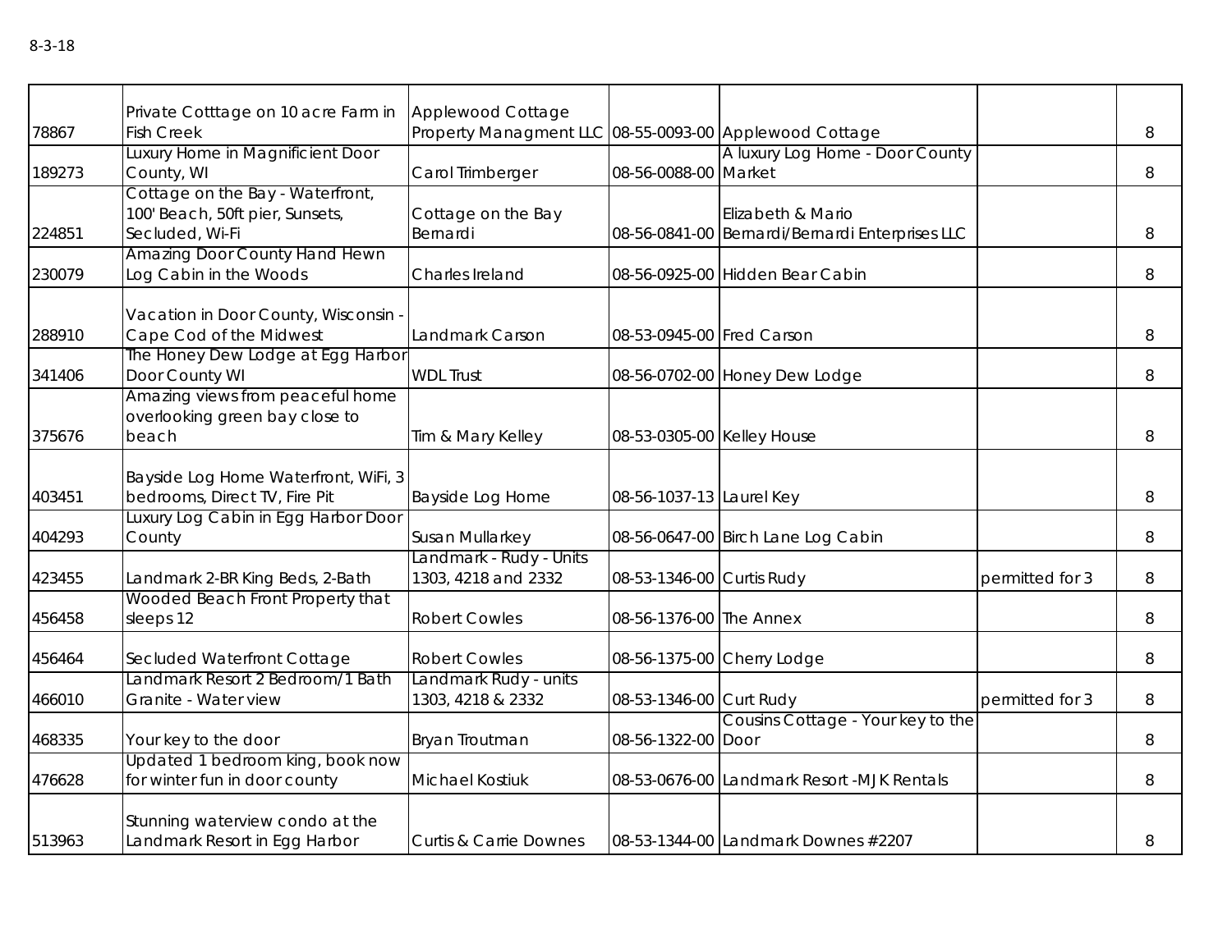8-3-18

| | | | | | | |
|---|---|---|---|---|---|---|
| 78867 | Private Cotttage on 10 acre Farm in Fish Creek | Applewood Cottage Property Managment LLC | 08-55-0093-00 | Applewood Cottage | | 8 |
| 189273 | Luxury Home in Magnificient Door County, WI | Carol Trimberger | 08-56-0088-00 | A luxury Log Home - Door County Market | | 8 |
| 224851 | Cottage on the Bay - Waterfront, 100' Beach, 50ft pier, Sunsets, Secluded, Wi-Fi | Cottage on the Bay Bernardi | 08-56-0841-00 | Elizabeth & Mario Bernardi/Bernardi Enterprises LLC | | 8 |
| 230079 | Amazing Door County Hand Hewn Log Cabin in the Woods | Charles Ireland | 08-56-0925-00 | Hidden Bear Cabin | | 8 |
| 288910 | Vacation in Door County, Wisconsin - Cape Cod of the Midwest | Landmark Carson | 08-53-0945-00 | Fred Carson | | 8 |
| 341406 | The Honey Dew Lodge at Egg Harbor Door County WI | WDL Trust | 08-56-0702-00 | Honey Dew Lodge | | 8 |
| 375676 | Amazing views from peaceful home overlooking green bay close to beach | Tim & Mary Kelley | 08-53-0305-00 | Kelley House | | 8 |
| 403451 | Bayside Log Home Waterfront, WiFi, 3 bedrooms, Direct TV, Fire Pit | Bayside Log Home | 08-56-1037-13 | Laurel Key | | 8 |
| 404293 | Luxury Log Cabin in Egg Harbor Door County | Susan Mullarkey | 08-56-0647-00 | Birch Lane Log Cabin | | 8 |
| 423455 | Landmark 2-BR King Beds, 2-Bath | Landmark - Rudy - Units 1303, 4218 and 2332 | 08-53-1346-00 | Curtis Rudy | permitted for 3 | 8 |
| 456458 | Wooded Beach Front Property that sleeps 12 | Robert Cowles | 08-56-1376-00 | The Annex | | 8 |
| 456464 | Secluded Waterfront Cottage | Robert Cowles | 08-56-1375-00 | Cherry Lodge | | 8 |
| 466010 | Landmark Resort 2 Bedroom/1 Bath Granite - Water view | Landmark Rudy - units 1303, 4218 & 2332 | 08-53-1346-00 | Curt Rudy | permitted for 3 | 8 |
| 468335 | Your key to the door | Bryan Troutman | 08-56-1322-00 | Cousins Cottage - Your key to the Door | | 8 |
| 476628 | Updated 1 bedroom king, book now for winter fun in door county | Michael Kostiuk | 08-53-0676-00 | Landmark Resort -MJK Rentals | | 8 |
| 513963 | Stunning waterview condo at the Landmark Resort in Egg Harbor | Curtis & Carrie Downes | 08-53-1344-00 | Landmark Downes #2207 | | 8 |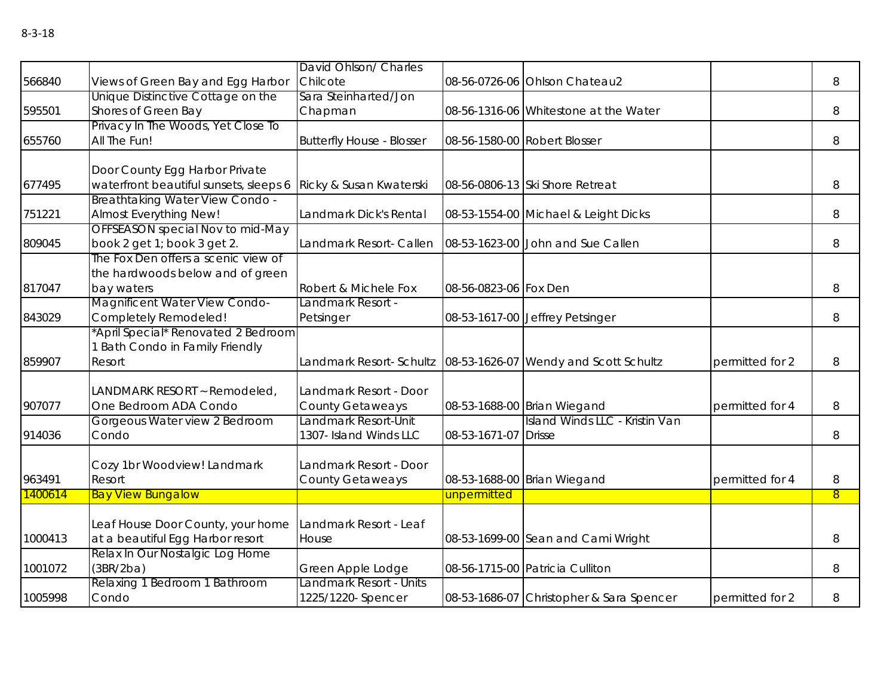8-3-18

| | | | | | | |
|---|---|---|---|---|---|---|
| 566840 | Views of Green Bay and Egg Harbor | David Ohlson/ Charles Chilcote | 08-56-0726-06 | Ohlson Chateau2 | | 8 |
| 595501 | Unique Distinctive Cottage on the Shores of Green Bay | Sara Steinharted/Jon Chapman | 08-56-1316-06 | Whitestone at the Water | | 8 |
| 655760 | Privacy In The Woods, Yet Close To All The Fun! | Butterfly House - Blosser | 08-56-1580-00 | Robert Blosser | | 8 |
| 677495 | Door County Egg Harbor Private waterfront beautiful sunsets, sleeps 6 | Ricky & Susan Kwaterski | 08-56-0806-13 | Ski Shore Retreat | | 8 |
| 751221 | Breathtaking Water View Condo - Almost Everything New! | Landmark Dick's Rental | 08-53-1554-00 | Michael & Leight Dicks | | 8 |
| 809045 | OFFSEASON special Nov to mid-May book 2 get 1; book 3 get 2. | Landmark Resort- Callen | 08-53-1623-00 | John and Sue Callen | | 8 |
| 817047 | The Fox Den offers a scenic view of the hardwoods below and of green bay waters | Robert & Michele Fox | 08-56-0823-06 | Fox Den | | 8 |
| 843029 | Magnificent Water View Condo- Completely Remodeled! | Landmark Resort - Petsinger | 08-53-1617-00 | Jeffrey Petsinger | | 8 |
| 859907 | *April Special* Renovated 2 Bedroom 1 Bath Condo in Family Friendly Resort | Landmark Resort- Schultz | 08-53-1626-07 | Wendy and Scott Schultz | permitted for 2 | 8 |
| 907077 | LANDMARK RESORT ~ Remodeled, One Bedroom ADA Condo | Landmark Resort - Door County Getaweays | 08-53-1688-00 | Brian Wiegand | permitted for 4 | 8 |
| 914036 | Gorgeous Water view 2 Bedroom Condo | Landmark Resort-Unit 1307- Island Winds LLC | 08-53-1671-07 | Island Winds LLC - Kristin Van Drisse | | 8 |
| 963491 | Cozy 1br Woodview! Landmark Resort | Landmark Resort - Door County Getaweays | 08-53-1688-00 | Brian Wiegand | permitted for 4 | 8 |
| 1400614 | Bay View Bungalow | | unpermitted | | | 8 |
| 1000413 | Leaf House Door County, your home at a beautiful Egg Harbor resort | Landmark Resort - Leaf House | 08-53-1699-00 | Sean and Cami Wright | | 8 |
| 1001072 | Relax In Our Nostalgic Log Home (3BR/2ba) | Green Apple Lodge | 08-56-1715-00 | Patricia Culliton | | 8 |
| 1005998 | Relaxing 1 Bedroom 1 Bathroom Condo | Landmark Resort - Units 1225/1220- Spencer | 08-53-1686-07 | Christopher & Sara Spencer | permitted for 2 | 8 |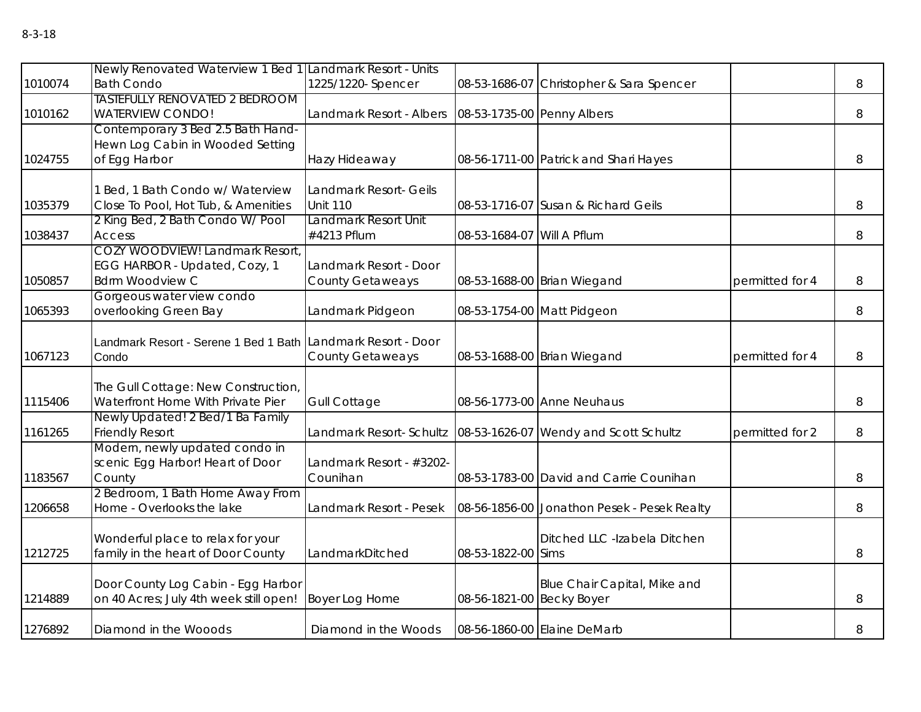8-3-18

| | | | | | | |
|---|---|---|---|---|---|---|
| 1010074 | Newly Renovated Waterview 1 Bed 1 Bath Condo | Landmark Resort - Units 1225/1220- Spencer | 08-53-1686-07 | Christopher & Sara Spencer | | 8 |
| 1010162 | TASTEFULLY RENOVATED 2 BEDROOM WATERVIEW CONDO! | Landmark Resort - Albers | 08-53-1735-00 | Penny Albers | | 8 |
| 1024755 | Contemporary 3 Bed 2.5 Bath Hand-Hewn Log Cabin in Wooded Setting of Egg Harbor | Hazy Hideaway | 08-56-1711-00 | Patrick and Shari Hayes | | 8 |
| 1035379 | 1 Bed, 1 Bath Condo w/ Waterview Close To Pool, Hot Tub, & Amenities | Landmark Resort- Geils Unit 110 | 08-53-1716-07 | Susan & Richard Geils | | 8 |
| 1038437 | 2 King Bed, 2 Bath Condo W/ Pool Access | Landmark Resort Unit #4213 Pflum | 08-53-1684-07 | Will A Pflum | | 8 |
| 1050857 | COZY WOODVIEW! Landmark Resort, EGG HARBOR - Updated, Cozy, 1 Bdrm Woodview C | Landmark Resort - Door County Getaweays | 08-53-1688-00 | Brian Wiegand | permitted for 4 | 8 |
| 1065393 | Gorgeous water view condo overlooking Green Bay | Landmark Pidgeon | 08-53-1754-00 | Matt Pidgeon | | 8 |
| 1067123 | Landmark Resort - Serene 1 Bed 1 Bath Condo | Landmark Resort - Door County Getaweays | 08-53-1688-00 | Brian Wiegand | permitted for 4 | 8 |
| 1115406 | The Gull Cottage: New Construction, Waterfront Home With Private Pier | Gull Cottage | 08-56-1773-00 | Anne Neuhaus | | 8 |
| 1161265 | Newly Updated! 2 Bed/1 Ba Family Friendly Resort | Landmark Resort- Schultz | 08-53-1626-07 | Wendy and Scott Schultz | permitted for 2 | 8 |
| 1183567 | Modern, newly updated condo in scenic Egg Harbor! Heart of Door County | Landmark Resort - #3202-Counihan | 08-53-1783-00 | David and Carrie Counihan | | 8 |
| 1206658 | 2 Bedroom, 1 Bath Home Away From Home - Overlooks the lake | Landmark Resort - Pesek | 08-56-1856-00 | Jonathon Pesek - Pesek Realty | | 8 |
| 1212725 | Wonderful place to relax for your family in the heart of Door County | LandmarkDitched | 08-53-1822-00 | Ditched LLC -Izabela Ditchen Sims | | 8 |
| 1214889 | Door County Log Cabin - Egg Harbor on 40 Acres; July 4th week still open! | Boyer Log Home | 08-56-1821-00 | Blue Chair Capital, Mike and Becky Boyer | | 8 |
| 1276892 | Diamond in the Wooods | Diamond in the Woods | 08-56-1860-00 | Elaine DeMarb | | 8 |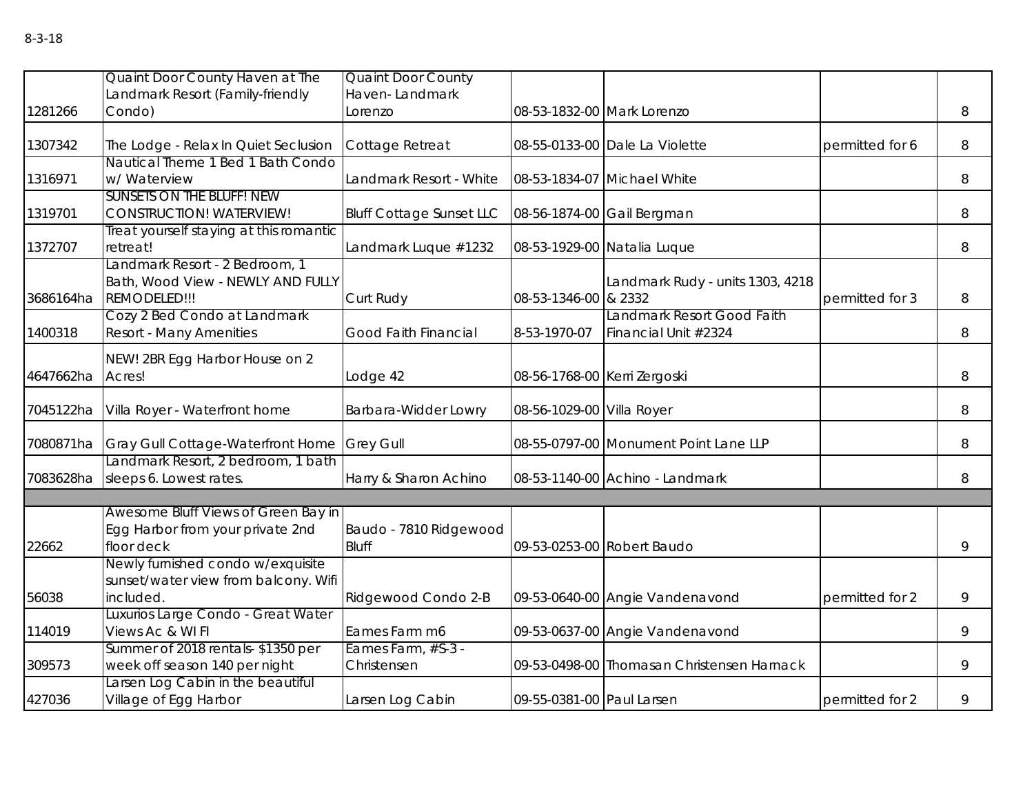8-3-18

| | | | | | | |
|---|---|---|---|---|---|---|
| 1281266 | Quaint Door County Haven at The Landmark Resort (Family-friendly Condo) | Quaint Door County Haven- Landmark Lorenzo | 08-53-1832-00 | Mark Lorenzo | | 8 |
| 1307342 | The Lodge - Relax In Quiet Seclusion | Cottage Retreat | 08-55-0133-00 | Dale La Violette | permitted for 6 | 8 |
| 1316971 | Nautical Theme 1 Bed 1 Bath Condo w/ Waterview | Landmark Resort - White | 08-53-1834-07 | Michael White | | 8 |
| 1319701 | SUNSETS ON THE BLUFF! NEW CONSTRUCTION! WATERVIEW! | Bluff Cottage Sunset LLC | 08-56-1874-00 | Gail Bergman | | 8 |
| 1372707 | Treat yourself staying at this romantic retreat! | Landmark Luque #1232 | 08-53-1929-00 | Natalia Luque | | 8 |
| 3686164ha | Landmark Resort - 2 Bedroom, 1 Bath, Wood View - NEWLY AND FULLY REMODELED!!! | Curt Rudy | 08-53-1346-00 | Landmark Rudy - units 1303, 4218 & 2332 | permitted for 3 | 8 |
| 1400318 | Cozy 2 Bed Condo at Landmark Resort - Many Amenities | Good Faith Financial | 8-53-1970-07 | Landmark Resort Good Faith Financial Unit #2324 | | 8 |
| 4647662ha | NEW! 2BR Egg Harbor House on 2 Acres! | Lodge 42 | 08-56-1768-00 | Kerri Zergoski | | 8 |
| 7045122ha | Villa Royer - Waterfront home | Barbara-Widder Lowry | 08-56-1029-00 | Villa Royer | | 8 |
| 7080871ha | Gray Gull Cottage-Waterfront Home | Grey Gull | 08-55-0797-00 | Monument Point Lane LLP | | 8 |
| 7083628ha | Landmark Resort, 2 bedroom, 1 bath sleeps 6. Lowest rates. | Harry & Sharon Achino | 08-53-1140-00 | Achino - Landmark | | 8 |
| | | | | | | |
| 22662 | Awesome Bluff Views of Green Bay in Egg Harbor from your private 2nd floor deck | Baudo - 7810 Ridgewood Bluff | 09-53-0253-00 | Robert Baudo | | 9 |
| 56038 | Newly furnished condo w/exquisite sunset/water view from balcony. Wifi included. | Ridgewood Condo 2-B | 09-53-0640-00 | Angie Vandenavond | permitted for 2 | 9 |
| 114019 | Luxurios Large Condo - Great Water Views Ac & WI FI | Eames Farm m6 | 09-53-0637-00 | Angie Vandenavond | | 9 |
| 309573 | Summer of 2018 rentals- $1350 per week off season 140 per night | Eames Farm, #S-3 - Christensen | 09-53-0498-00 | Thomasan Christensen Harnack | | 9 |
| 427036 | Larsen Log Cabin in the beautiful Village of Egg Harbor | Larsen Log Cabin | 09-55-0381-00 | Paul Larsen | permitted for 2 | 9 |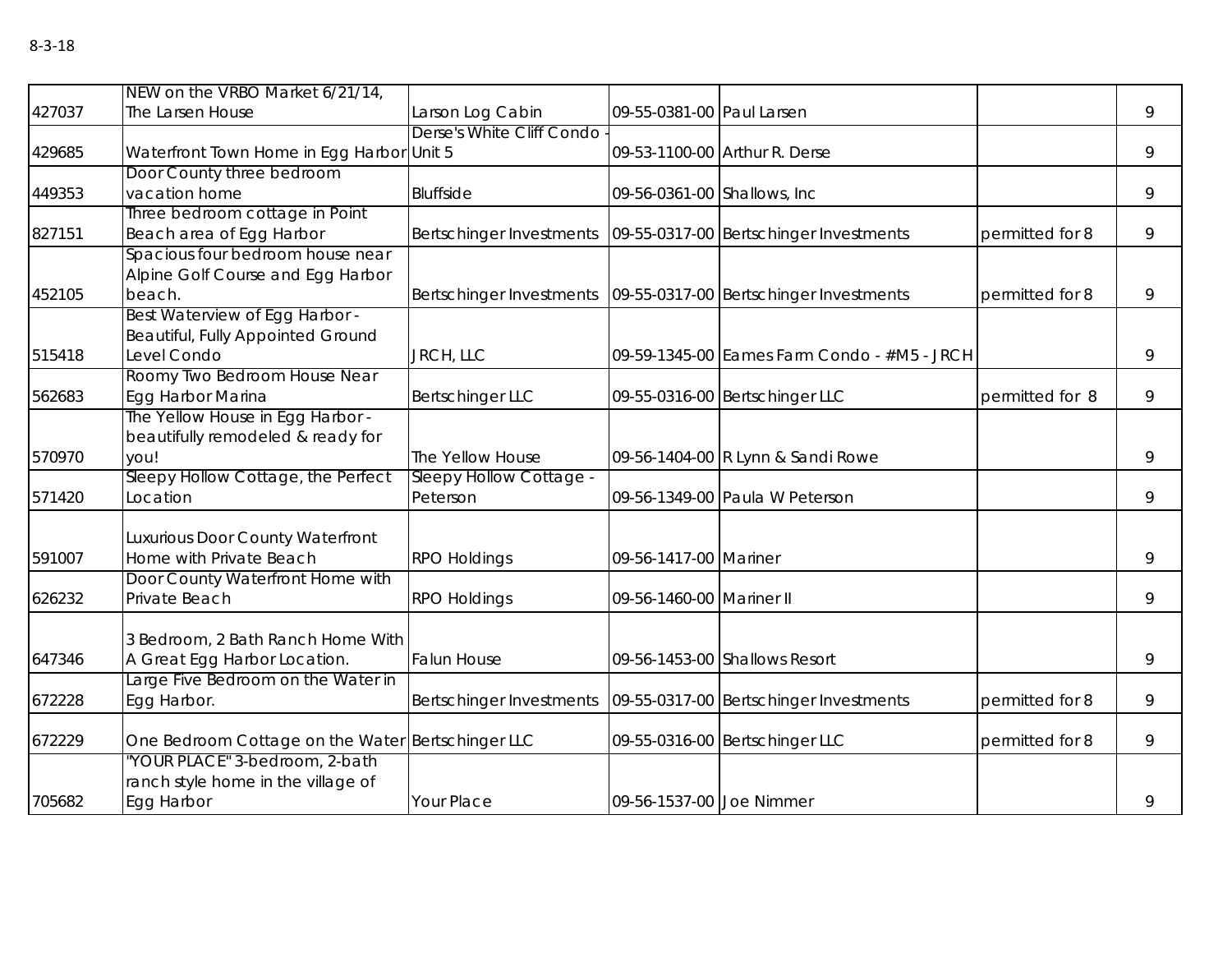8-3-18

| | | | | | | |
|---|---|---|---|---|---|---|
| 427037 | NEW on the VRBO Market 6/21/14, The Larsen House | Larson Log Cabin | 09-55-0381-00 | Paul Larsen | | 9 |
| 429685 | Waterfront Town Home in Egg Harbor | Derse's White Cliff Condo - Unit 5 | 09-53-1100-00 | Arthur R. Derse | | 9 |
| 449353 | Door County three bedroom vacation home | Bluffside | 09-56-0361-00 | Shallows, Inc | | 9 |
| 827151 | Three bedroom cottage in Point Beach area of Egg Harbor | Bertschinger Investments | 09-55-0317-00 | Bertschinger Investments | permitted for 8 | 9 |
| 452105 | Spacious four bedroom house near Alpine Golf Course and Egg Harbor beach. | Bertschinger Investments | 09-55-0317-00 | Bertschinger Investments | permitted for 8 | 9 |
| 515418 | Best Waterview of Egg Harbor - Beautiful, Fully Appointed Ground Level Condo | JRCH, LLC | 09-59-1345-00 | Eames Farm Condo - #M5 - JRCH | | 9 |
| 562683 | Roomy Two Bedroom House Near Egg Harbor Marina | Bertschinger LLC | 09-55-0316-00 | Bertschinger LLC | permitted for 8 | 9 |
| 570970 | The Yellow House in Egg Harbor - beautifully remodeled & ready for you! | The Yellow House | 09-56-1404-00 | R Lynn & Sandi Rowe | | 9 |
| 571420 | Sleepy Hollow Cottage, the Perfect Location | Sleepy Hollow Cottage - Peterson | 09-56-1349-00 | Paula W Peterson | | 9 |
| 591007 | Luxurious Door County Waterfront Home with Private Beach | RPO Holdings | 09-56-1417-00 | Mariner | | 9 |
| 626232 | Door County Waterfront Home with Private Beach | RPO Holdings | 09-56-1460-00 | Mariner II | | 9 |
| 647346 | 3 Bedroom, 2 Bath Ranch Home With A Great Egg Harbor Location. | Falun House | 09-56-1453-00 | Shallows Resort | | 9 |
| 672228 | Large Five Bedroom on the Water in Egg Harbor. | Bertschinger Investments | 09-55-0317-00 | Bertschinger Investments | permitted for 8 | 9 |
| 672229 | One Bedroom Cottage on the Water | Bertschinger LLC | 09-55-0316-00 | Bertschinger LLC | permitted for 8 | 9 |
| 705682 | "YOUR PLACE" 3-bedroom, 2-bath ranch style home in the village of Egg Harbor | Your Place | 09-56-1537-00 | Joe Nimmer | | 9 |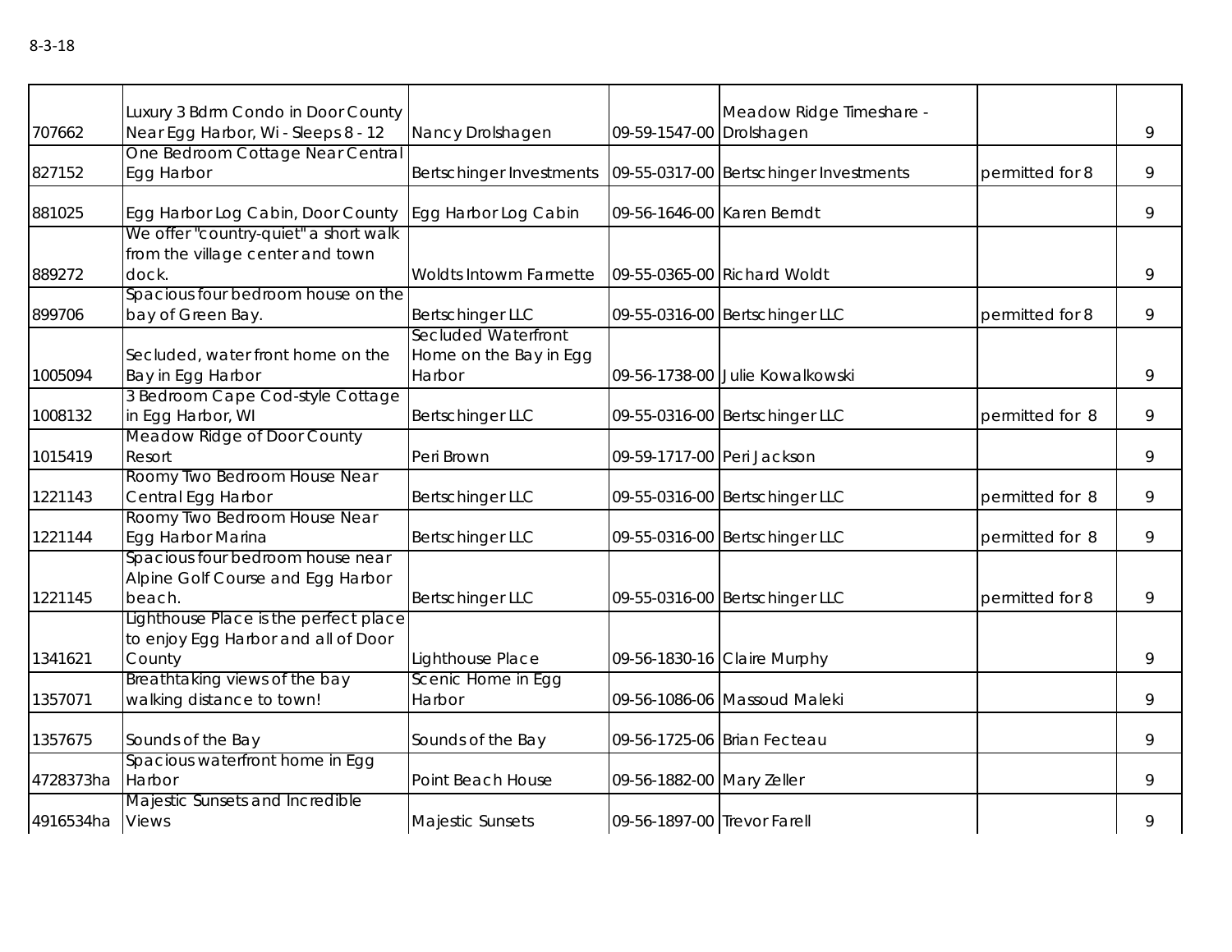8-3-18

| | | | | | | |
|---|---|---|---|---|---|---|
| 707662 | Luxury 3 Bdrm Condo in Door County Near Egg Harbor, Wi - Sleeps 8 - 12 | Nancy Drolshagen | 09-59-1547-00 | Meadow Ridge Timeshare - Drolshagen | | 9 |
| 827152 | One Bedroom Cottage Near Central Egg Harbor | Bertschinger Investments | 09-55-0317-00 | Bertschinger Investments | permitted for 8 | 9 |
| 881025 | Egg Harbor Log Cabin, Door County | Egg Harbor Log Cabin | 09-56-1646-00 | Karen Berndt | | 9 |
| 889272 | We offer "country-quiet" a short walk from the village center and town dock. | Woldts Intowm Farmette | 09-55-0365-00 | Richard Woldt | | 9 |
| 899706 | Spacious four bedroom house on the bay of Green Bay. | Bertschinger LLC | 09-55-0316-00 | Bertschinger LLC | permitted for 8 | 9 |
| 1005094 | Secluded, water front home on the Bay in Egg Harbor | Secluded Waterfront Home on the Bay in Egg Harbor | 09-56-1738-00 | Julie Kowalkowski | | 9 |
| 1008132 | 3 Bedroom Cape Cod-style Cottage in Egg Harbor, WI | Bertschinger LLC | 09-55-0316-00 | Bertschinger LLC | permitted for 8 | 9 |
| 1015419 | Meadow Ridge of Door County Resort | Peri Brown | 09-59-1717-00 | Peri Jackson | | 9 |
| 1221143 | Roomy Two Bedroom House Near Central Egg Harbor | Bertschinger LLC | 09-55-0316-00 | Bertschinger LLC | permitted for 8 | 9 |
| 1221144 | Roomy Two Bedroom House Near Egg Harbor Marina | Bertschinger LLC | 09-55-0316-00 | Bertschinger LLC | permitted for 8 | 9 |
| 1221145 | Spacious four bedroom house near Alpine Golf Course and Egg Harbor beach. | Bertschinger LLC | 09-55-0316-00 | Bertschinger LLC | permitted for 8 | 9 |
| 1341621 | Lighthouse Place is the perfect place to enjoy Egg Harbor and all of Door County | Lighthouse Place | 09-56-1830-16 | Claire Murphy | | 9 |
| 1357071 | Breathtaking views of the bay walking distance to town! | Scenic Home in Egg Harbor | 09-56-1086-06 | Massoud Maleki | | 9 |
| 1357675 | Sounds of the Bay | Sounds of the Bay | 09-56-1725-06 | Brian Fecteau | | 9 |
| 4728373ha | Spacious waterfront home in Egg Harbor | Point Beach House | 09-56-1882-00 | Mary Zeller | | 9 |
| 4916534ha | Majestic Sunsets and Incredible Views | Majestic Sunsets | 09-56-1897-00 | Trevor Farell | | 9 |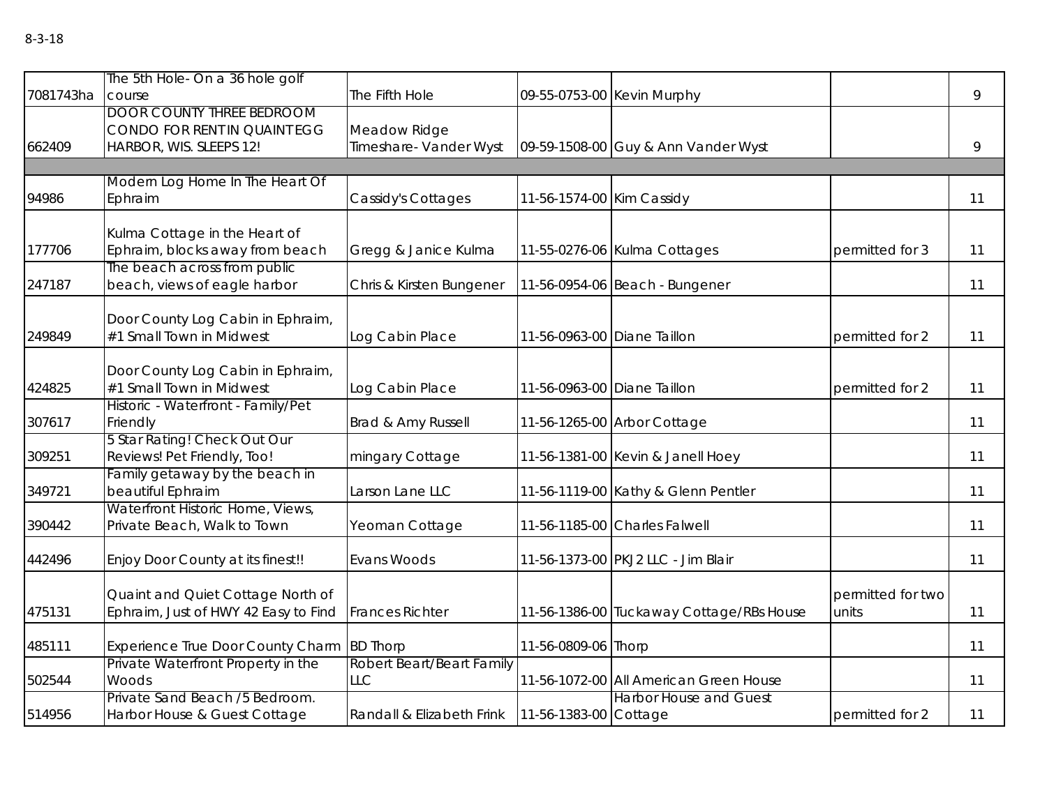8-3-18

| | | | | | | |
|---|---|---|---|---|---|---|
| 7081743ha | The 5th Hole- On a 36 hole golf course | The Fifth Hole | 09-55-0753-00 | Kevin Murphy | | 9 |
| 662409 | DOOR COUNTY THREE BEDROOM CONDO FOR RENT IN QUAINT EGG HARBOR, WIS. SLEEPS 12! | Meadow Ridge Timeshare- Vander Wyst | 09-59-1508-00 | Guy & Ann Vander Wyst | | 9 |
| | | | | | | |
| 94986 | Modern Log Home In The Heart Of Ephraim | Cassidy's Cottages | 11-56-1574-00 | Kim Cassidy | | 11 |
| 177706 | Kulma Cottage in the Heart of Ephraim, blocks away from beach | Gregg & Janice Kulma | 11-55-0276-06 | Kulma Cottages | permitted for 3 | 11 |
| 247187 | The beach across from public beach, views of eagle harbor | Chris & Kirsten Bungener | 11-56-0954-06 | Beach - Bungener | | 11 |
| 249849 | Door County Log Cabin in Ephraim, #1 Small Town in Midwest | Log Cabin Place | 11-56-0963-00 | Diane Taillon | permitted for 2 | 11 |
| 424825 | Door County Log Cabin in Ephraim, #1 Small Town in Midwest | Log Cabin Place | 11-56-0963-00 | Diane Taillon | permitted for 2 | 11 |
| 307617 | Historic - Waterfront - Family/Pet Friendly | Brad & Amy Russell | 11-56-1265-00 | Arbor Cottage | | 11 |
| 309251 | 5 Star Rating! Check Out Our Reviews! Pet Friendly, Too! | mingary Cottage | 11-56-1381-00 | Kevin & Janell Hoey | | 11 |
| 349721 | Family getaway by the beach in beautiful Ephraim | Larson Lane LLC | 11-56-1119-00 | Kathy & Glenn Pentler | | 11 |
| 390442 | Waterfront Historic Home, Views, Private Beach, Walk to Town | Yeoman Cottage | 11-56-1185-00 | Charles Falwell | | 11 |
| 442496 | Enjoy Door County at its finest!! | Evans Woods | 11-56-1373-00 | PKJ2 LLC - Jim Blair | | 11 |
| 475131 | Quaint and Quiet Cottage North of Ephraim, Just of HWY 42 Easy to Find | Frances Richter | 11-56-1386-00 | Tuckaway Cottage/RBs House | permitted for two units | 11 |
| 485111 | Experience True Door County Charm | BD Thorp | 11-56-0809-06 | Thorp | | 11 |
| 502544 | Private Waterfront Property in the Woods | Robert Beart/Beart Family LLC | 11-56-1072-00 | All American Green House | | 11 |
| 514956 | Private Sand Beach /5 Bedroom. Harbor House & Guest Cottage | Randall & Elizabeth Frink | 11-56-1383-00 | Harbor House and Guest Cottage | permitted for 2 | 11 |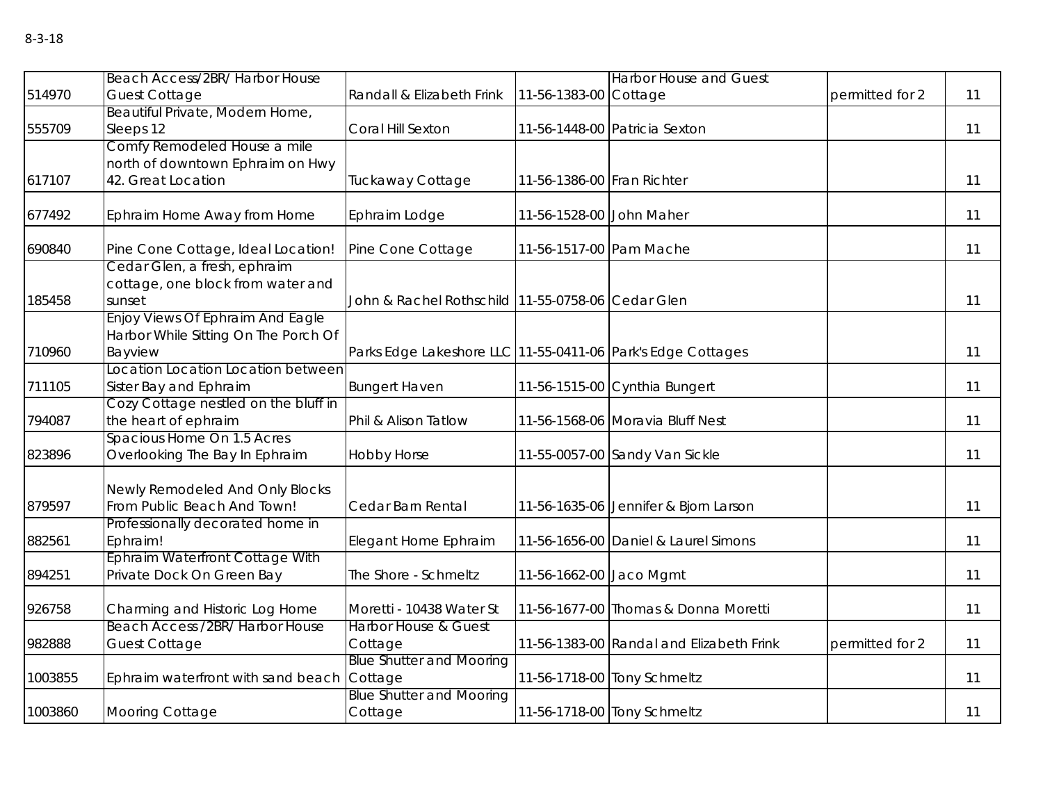8-3-18

| | | | | | | |
|---|---|---|---|---|---|---|
| 514970 | Beach Access/2BR/ Harbor House Guest Cottage | Randall & Elizabeth Frink | 11-56-1383-00 | Harbor House and Guest Cottage | permitted for 2 | 11 |
| 555709 | Beautiful Private, Modern Home, Sleeps 12 | Coral Hill Sexton | 11-56-1448-00 | Patricia Sexton | | 11 |
| 617107 | Comfy Remodeled House a mile north of downtown Ephraim on Hwy 42. Great Location | Tuckaway Cottage | 11-56-1386-00 | Fran Richter | | 11 |
| 677492 | Ephraim Home Away from Home | Ephraim Lodge | 11-56-1528-00 | John Maher | | 11 |
| 690840 | Pine Cone Cottage, Ideal Location! | Pine Cone Cottage | 11-56-1517-00 | Pam Mache | | 11 |
| 185458 | Cedar Glen, a fresh, ephraim cottage, one block from water and sunset | John & Rachel Rothschild | 11-55-0758-06 | Cedar Glen | | 11 |
| 710960 | Enjoy Views Of Ephraim And Eagle Harbor While Sitting On The Porch Of Bayview | Parks Edge Lakeshore LLC | 11-55-0411-06 | Park's Edge Cottages | | 11 |
| 711105 | Location Location Location between Sister Bay and Ephraim | Bungert Haven | 11-56-1515-00 | Cynthia Bungert | | 11 |
| 794087 | Cozy Cottage nestled on the bluff in the heart of ephraim | Phil & Alison Tatlow | 11-56-1568-06 | Moravia Bluff Nest | | 11 |
| 823896 | Spacious Home On 1.5 Acres Overlooking The Bay In Ephraim | Hobby Horse | 11-55-0057-00 | Sandy Van Sickle | | 11 |
| 879597 | Newly Remodeled And Only Blocks From Public Beach And Town! | Cedar Barn Rental | 11-56-1635-06 | Jennifer & Bjorn Larson | | 11 |
| 882561 | Professionally decorated home in Ephraim! | Elegant Home Ephraim | 11-56-1656-00 | Daniel & Laurel Simons | | 11 |
| 894251 | Ephraim Waterfront Cottage With Private Dock On Green Bay | The Shore - Schmeltz | 11-56-1662-00 | Jaco Mgmt | | 11 |
| 926758 | Charming and Historic Log Home | Moretti - 10438 Water St | 11-56-1677-00 | Thomas & Donna Moretti | | 11 |
| 982888 | Beach Access /2BR/ Harbor House Guest Cottage | Harbor House & Guest Cottage | 11-56-1383-00 | Randal and Elizabeth Frink | permitted for 2 | 11 |
| 1003855 | Ephraim waterfront with sand beach | Blue Shutter and Mooring Cottage | 11-56-1718-00 | Tony Schmeltz | | 11 |
| 1003860 | Mooring Cottage | Blue Shutter and Mooring Cottage | 11-56-1718-00 | Tony Schmeltz | | 11 |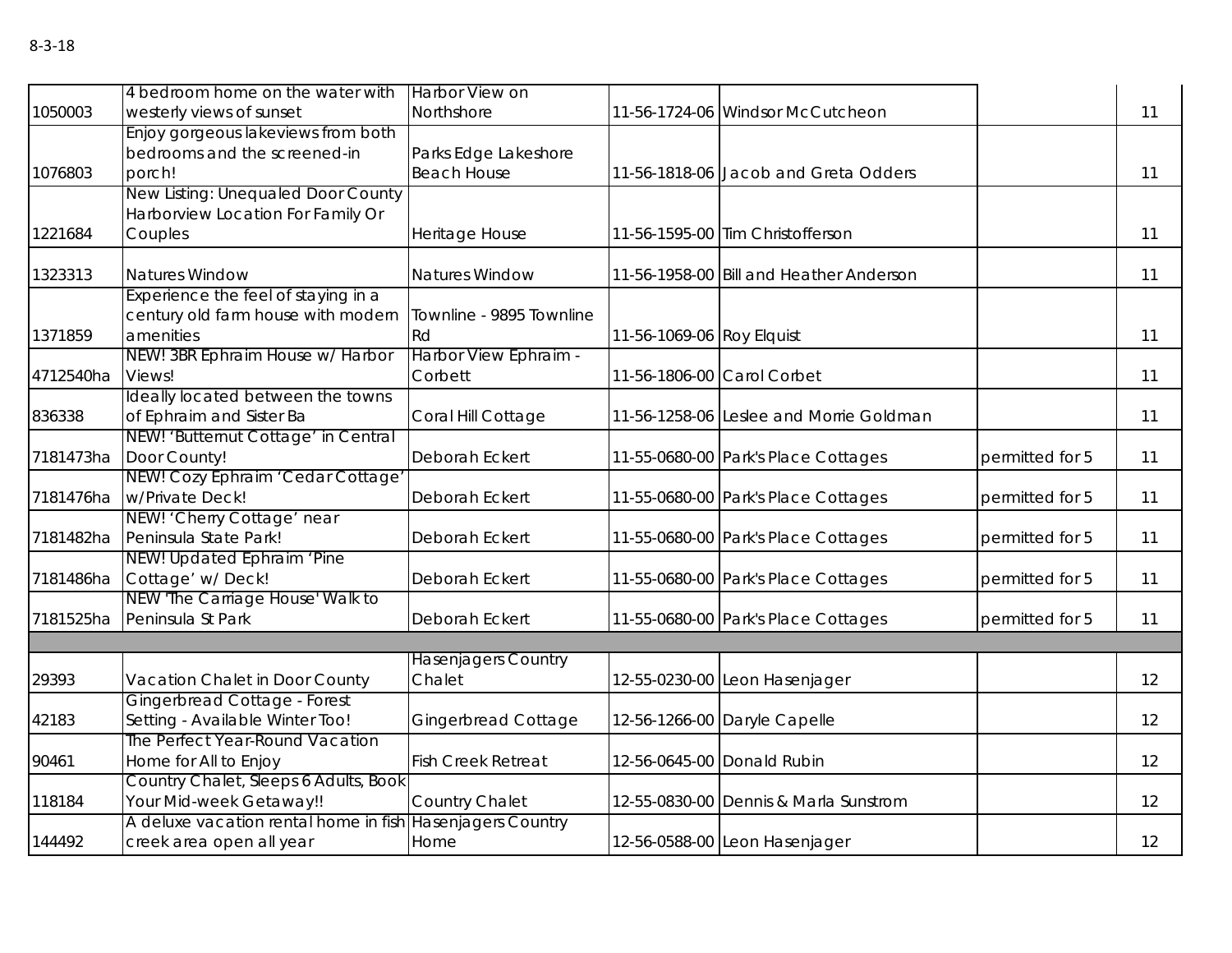8-3-18

| | | | | | | |
|---|---|---|---|---|---|---|
| 1050003 | 4 bedroom home on the water with westerly views of sunset | Harbor View on Northshore | 11-56-1724-06 | Windsor McCutcheon | | 11 |
| 1076803 | Enjoy gorgeous lakeviews from both bedrooms and the screened-in porch! | Parks Edge Lakeshore Beach House | 11-56-1818-06 | Jacob and Greta Odders | | 11 |
| 1221684 | New Listing: Unequaled Door County Harborview Location For Family Or Couples | Heritage House | 11-56-1595-00 | Tim Christofferson | | 11 |
| 1323313 | Natures Window | Natures Window | 11-56-1958-00 | Bill and Heather Anderson | | 11 |
| 1371859 | Experience the feel of staying in a century old farm house with modern amenities | Townline - 9895 Townline Rd | 11-56-1069-06 | Roy Elquist | | 11 |
| 4712540ha | NEW! 3BR Ephraim House w/ Harbor Views! | Harbor View Ephraim - Corbett | 11-56-1806-00 | Carol Corbet | | 11 |
| 836338 | Ideally located between the towns of Ephraim and Sister Ba | Coral Hill Cottage | 11-56-1258-06 | Leslee and Morrie Goldman | | 11 |
| 7181473ha | NEW! 'Butternut Cottage' in Central Door County! | Deborah Eckert | 11-55-0680-00 | Park's Place Cottages | permitted for 5 | 11 |
| 7181476ha | NEW! Cozy Ephraim 'Cedar Cottage' w/Private Deck! | Deborah Eckert | 11-55-0680-00 | Park's Place Cottages | permitted for 5 | 11 |
| 7181482ha | NEW! 'Cherry Cottage' near Peninsula State Park! | Deborah Eckert | 11-55-0680-00 | Park's Place Cottages | permitted for 5 | 11 |
| 7181486ha | NEW! Updated Ephraim 'Pine Cottage' w/ Deck! | Deborah Eckert | 11-55-0680-00 | Park's Place Cottages | permitted for 5 | 11 |
| 7181525ha | NEW 'The Carriage House' Walk to Peninsula St Park | Deborah Eckert | 11-55-0680-00 | Park's Place Cottages | permitted for 5 | 11 |
| | | | | | | |
| 29393 | Vacation Chalet in Door County | Hasenjagers Country Chalet | 12-55-0230-00 | Leon Hasenjager | | 12 |
| 42183 | Gingerbread Cottage - Forest Setting - Available Winter Too! | Gingerbread Cottage | 12-56-1266-00 | Daryle Capelle | | 12 |
| 90461 | The Perfect Year-Round Vacation Home for All to Enjoy | Fish Creek Retreat | 12-56-0645-00 | Donald Rubin | | 12 |
| 118184 | Country Chalet, Sleeps 6 Adults, Book Your Mid-week Getaway!! | Country Chalet | 12-55-0830-00 | Dennis & Marla Sunstrom | | 12 |
| 144492 | A deluxe vacation rental home in fish creek area open all year | Hasenjagers Country Home | 12-56-0588-00 | Leon Hasenjager | | 12 |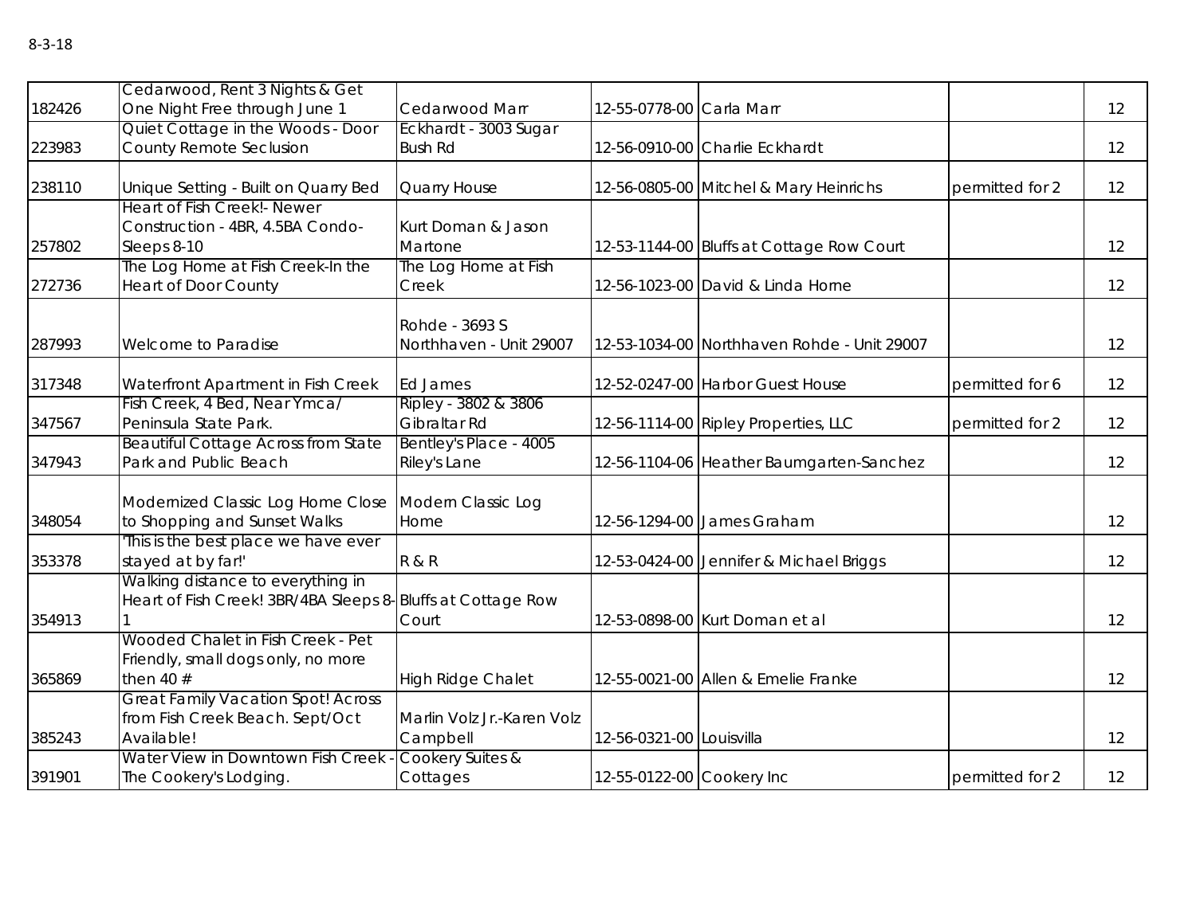8-3-18

| | | | | | | |
|---|---|---|---|---|---|---|
| 182426 | Cedarwood, Rent 3 Nights & Get One Night Free through June 1 | Cedarwood Marr | 12-55-0778-00 | Carla Marr | | 12 |
| 223983 | Quiet Cottage in the Woods - Door County Remote Seclusion | Eckhardt - 3003 Sugar Bush Rd | 12-56-0910-00 | Charlie Eckhardt | | 12 |
| 238110 | Unique Setting - Built on Quarry Bed | Quarry House | 12-56-0805-00 | Mitchel & Mary Heinrichs | permitted for 2 | 12 |
| 257802 | Heart of Fish Creek!- Newer Construction - 4BR, 4.5BA Condo- Sleeps 8-10 | Kurt Doman & Jason Martone | 12-53-1144-00 | Bluffs at Cottage Row Court | | 12 |
| 272736 | The Log Home at Fish Creek-In the Heart of Door County | The Log Home at Fish Creek | 12-56-1023-00 | David & Linda Horne | | 12 |
| 287993 | Welcome to Paradise | Rohde - 3693 S Northhaven - Unit 29007 | 12-53-1034-00 | Northhaven Rohde - Unit 29007 | | 12 |
| 317348 | Waterfront Apartment in Fish Creek | Ed James | 12-52-0247-00 | Harbor Guest House | permitted for 6 | 12 |
| 347567 | Fish Creek, 4 Bed, Near Ymca/ Peninsula State Park. | Ripley - 3802 & 3806 Gibraltar Rd | 12-56-1114-00 | Ripley Properties, LLC | permitted for 2 | 12 |
| 347943 | Beautiful Cottage Across from State Park and Public Beach | Bentley's Place - 4005 Riley's Lane | 12-56-1104-06 | Heather Baumgarten-Sanchez | | 12 |
| 348054 | Modernized Classic Log Home Close to Shopping and Sunset Walks | Modern Classic Log Home | 12-56-1294-00 | James Graham | | 12 |
| 353378 | 'This is the best place we have ever stayed at by far!' | R & R | 12-53-0424-00 | Jennifer & Michael Briggs | | 12 |
| 354913 | Walking distance to everything in Heart of Fish Creek! 3BR/4BA Sleeps 8-1 | Bluffs at Cottage Row Court | 12-53-0898-00 | Kurt Doman et al | | 12 |
| 365869 | Wooded Chalet in Fish Creek - Pet Friendly, small dogs only, no more then 40 # | High Ridge Chalet | 12-55-0021-00 | Allen & Emelie Franke | | 12 |
| 385243 | Great Family Vacation Spot! Across from Fish Creek Beach. Sept/Oct Available! | Marlin Volz Jr.-Karen Volz Campbell | 12-56-0321-00 | Louisvilla | | 12 |
| 391901 | Water View in Downtown Fish Creek - The Cookery's Lodging. | Cookery Suites & Cottages | 12-55-0122-00 | Cookery Inc | permitted for 2 | 12 |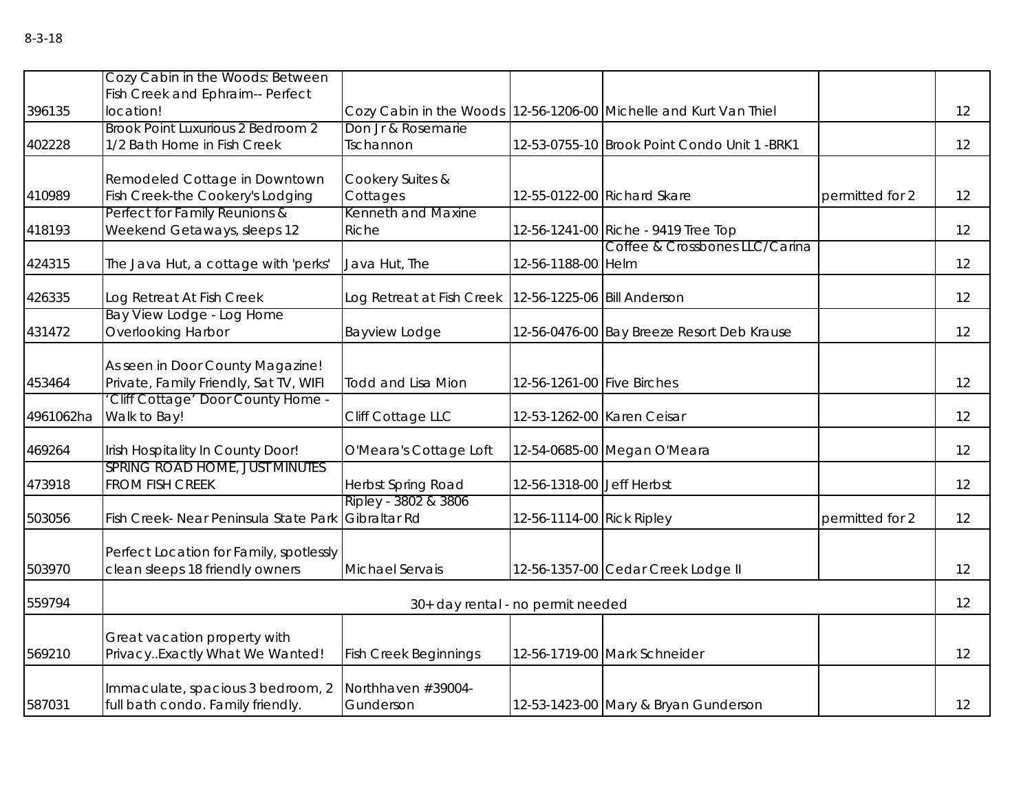8-3-18

| | | | | | | |
|---|---|---|---|---|---|---|
| 396135 | Cozy Cabin in the Woods: Between Fish Creek and Ephraim-- Perfect location! | Cozy Cabin in the Woods | 12-56-1206-00 | Michelle and Kurt Van Thiel | | 12 |
| 402228 | Brook Point Luxurious 2 Bedroom 2 1/2 Bath Home in Fish Creek | Don Jr & Rosemarie Tschannon | 12-53-0755-10 | Brook Point Condo Unit 1 -BRK1 | | 12 |
| 410989 | Remodeled Cottage in Downtown Fish Creek-the Cookery's Lodging | Cookery Suites & Cottages | 12-55-0122-00 | Richard Skare | permitted for 2 | 12 |
| 418193 | Perfect for Family Reunions & Weekend Getaways, sleeps 12 | Kenneth and Maxine Riche | 12-56-1241-00 | Riche - 9419 Tree Top | | 12 |
| 424315 | The Java Hut, a cottage with 'perks' | Java Hut, The | 12-56-1188-00 | Coffee & Crossbones LLC/Carina Helm | | 12 |
| 426335 | Log Retreat At Fish Creek | Log Retreat at Fish Creek | 12-56-1225-06 | Bill Anderson | | 12 |
| 431472 | Bay View Lodge - Log Home Overlooking Harbor | Bayview Lodge | 12-56-0476-00 | Bay Breeze Resort Deb Krause | | 12 |
| 453464 | As seen in Door County Magazine! Private, Family Friendly, Sat TV, WIFI | Todd and Lisa Mion | 12-56-1261-00 | Five Birches | | 12 |
| 4961062ha | 'Cliff Cottage' Door County Home - Walk to Bay! | Cliff Cottage LLC | 12-53-1262-00 | Karen Ceisar | | 12 |
| 469264 | Irish Hospitality In County Door! | O'Meara's Cottage Loft | 12-54-0685-00 | Megan O'Meara | | 12 |
| 473918 | SPRING ROAD HOME, JUST MINUTES FROM FISH CREEK | Herbst Spring Road | 12-56-1318-00 | Jeff Herbst | | 12 |
| 503056 | Fish Creek- Near Peninsula State Park | Ripley - 3802 & 3806 Gibraltar Rd | 12-56-1114-00 | Rick Ripley | permitted for 2 | 12 |
| 503970 | Perfect Location for Family, spotlessly clean sleeps 18 friendly owners | Michael Servais | 12-56-1357-00 | Cedar Creek Lodge II | | 12 |
| 559794 | 30+ day rental - no permit needed | | | | | 12 |
| 569210 | Great vacation property with Privacy..Exactly What We Wanted! | Fish Creek Beginnings | 12-56-1719-00 | Mark Schneider | | 12 |
| 587031 | Immaculate, spacious 3 bedroom, 2 full bath condo. Family friendly. | Northhaven #39004-Gunderson | 12-53-1423-00 | Mary & Bryan Gunderson | | 12 |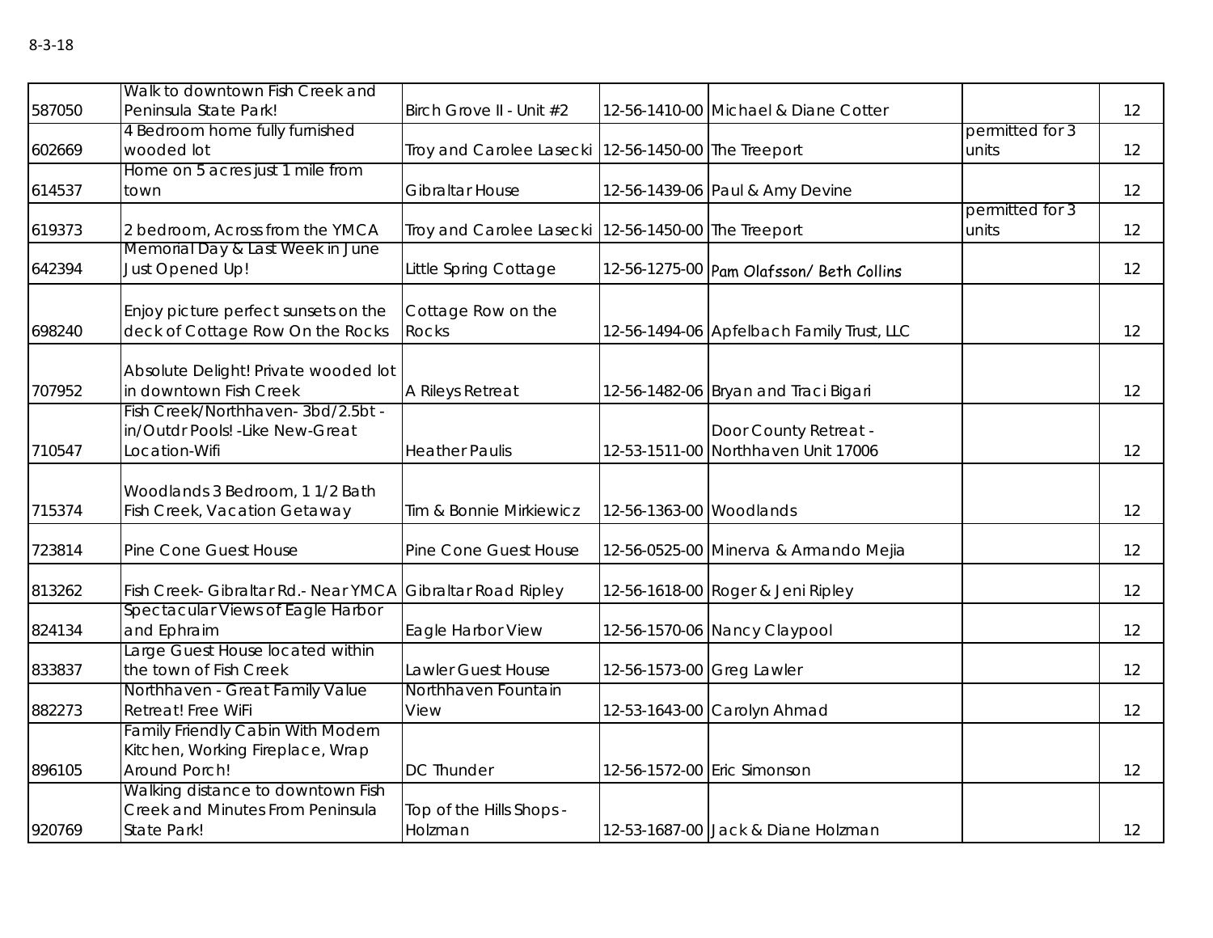8-3-18

| | | | | | | |
|---|---|---|---|---|---|---|
| 587050 | Walk to downtown Fish Creek and Peninsula State Park! | Birch Grove II - Unit #2 | 12-56-1410-00 | Michael & Diane Cotter | | 12 |
| 602669 | 4 Bedroom home fully furnished wooded lot | Troy and Carolee Lasecki | 12-56-1450-00 | The Treeport | permitted for 3 units | 12 |
| 614537 | Home on 5 acres just 1 mile from town | Gibraltar House | 12-56-1439-06 | Paul & Amy Devine | | 12 |
| 619373 | 2 bedroom, Across from the YMCA | Troy and Carolee Lasecki | 12-56-1450-00 | The Treeport | permitted for 3 units | 12 |
| 642394 | Memorial Day & Last Week in June Just Opened Up! | Little Spring Cottage | 12-56-1275-00 | Pam Olafsson/ Beth Collins | | 12 |
| 698240 | Enjoy picture perfect sunsets on the deck of Cottage Row On the Rocks | Cottage Row on the Rocks | 12-56-1494-06 | Apfelbach Family Trust, LLC | | 12 |
| 707952 | Absolute Delight! Private wooded lot in downtown Fish Creek | A Rileys Retreat | 12-56-1482-06 | Bryan and Traci Bigari | | 12 |
| 710547 | Fish Creek/Northhaven- 3bd/2.5bt - in/Outdr Pools! -Like New-Great Location-Wifi | Heather Paulis | 12-53-1511-00 | Door County Retreat - Northhaven Unit 17006 | | 12 |
| 715374 | Woodlands 3 Bedroom, 1 1/2 Bath Fish Creek, Vacation Getaway | Tim & Bonnie Mirkiewicz | 12-56-1363-00 | Woodlands | | 12 |
| 723814 | Pine Cone Guest House | Pine Cone Guest House | 12-56-0525-00 | Minerva & Armando Mejia | | 12 |
| 813262 | Fish Creek- Gibraltar Rd.- Near YMCA | Gibraltar Road Ripley | 12-56-1618-00 | Roger & Jeni Ripley | | 12 |
| 824134 | Spectacular Views of Eagle Harbor and Ephraim | Eagle Harbor View | 12-56-1570-06 | Nancy Claypool | | 12 |
| 833837 | Large Guest House located within the town of Fish Creek | Lawler Guest House | 12-56-1573-00 | Greg Lawler | | 12 |
| 882273 | Northhaven - Great Family Value Retreat! Free WiFi | Northhaven Fountain View | 12-53-1643-00 | Carolyn Ahmad | | 12 |
| 896105 | Family Friendly Cabin With Modern Kitchen, Working Fireplace, Wrap Around Porch! | DC Thunder | 12-56-1572-00 | Eric Simonson | | 12 |
| 920769 | Walking distance to downtown Fish Creek and Minutes From Peninsula State Park! | Top of the Hills Shops - Holzman | 12-53-1687-00 | Jack & Diane Holzman | | 12 |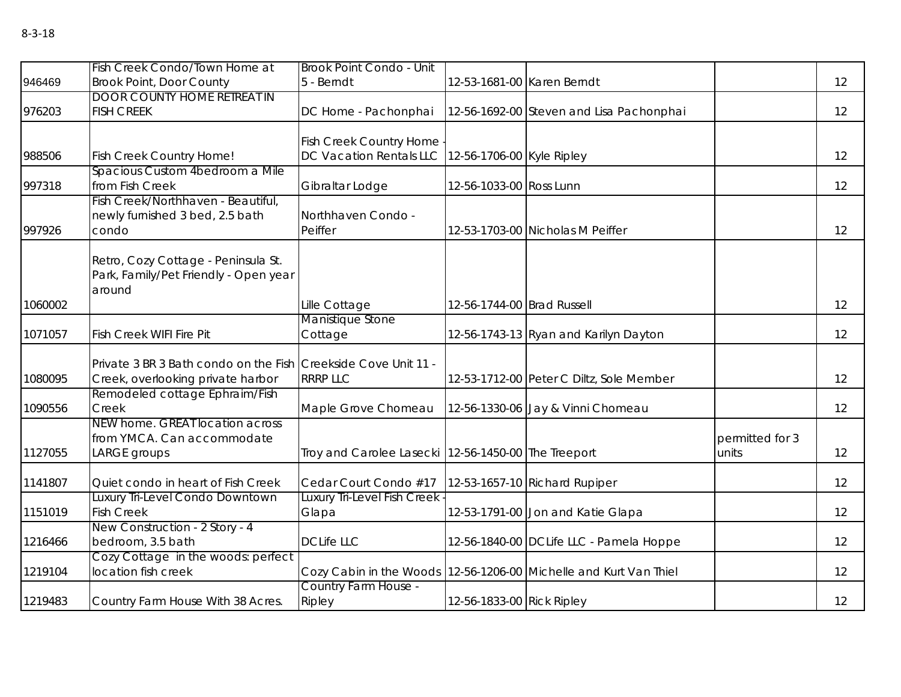8-3-18

| | | | | | | |
|---|---|---|---|---|---|---|
| 946469 | Fish Creek Condo/Town Home at Brook Point, Door County | Brook Point Condo - Unit 5 - Berndt | 12-53-1681-00 | Karen Berndt | | 12 |
| 976203 | DOOR COUNTY HOME RETREAT IN FISH CREEK | DC Home - Pachonphai | 12-56-1692-00 | Steven and Lisa Pachonphai | | 12 |
| 988506 | Fish Creek Country Home! | Fish Creek Country Home - DC Vacation Rentals LLC | 12-56-1706-00 | Kyle Ripley | | 12 |
| 997318 | Spacious Custom 4bedroom a Mile from Fish Creek | Gibraltar Lodge | 12-56-1033-00 | Ross Lunn | | 12 |
| 997926 | Fish Creek/Northhaven - Beautiful, newly furnished 3 bed, 2.5 bath condo | Northhaven Condo - Peiffer | 12-53-1703-00 | Nicholas M Peiffer | | 12 |
| 1060002 | Retro, Cozy Cottage - Peninsula St. Park, Family/Pet Friendly - Open year around | Lille Cottage | 12-56-1744-00 | Brad Russell | | 12 |
| 1071057 | Fish Creek WIFI Fire Pit | Manistique Stone Cottage | 12-56-1743-13 | Ryan and Karilyn Dayton | | 12 |
| 1080095 | Private 3 BR 3 Bath condo on the Fish Creek, overlooking private harbor | Creekside Cove Unit 11 - RRRP LLC | 12-53-1712-00 | Peter C Diltz, Sole Member | | 12 |
| 1090556 | Remodeled cottage Ephraim/Fish Creek | Maple Grove Chomeau | 12-56-1330-06 | Jay & Vinni Chomeau | | 12 |
| 1127055 | NEW home. GREAT location across from YMCA. Can accommodate LARGE groups | Troy and Carolee Lasecki | 12-56-1450-00 | The Treeport | permitted for 3 units | 12 |
| 1141807 | Quiet condo in heart of Fish Creek | Cedar Court Condo #17 | 12-53-1657-10 | Richard Rupiper | | 12 |
| 1151019 | Luxury Tri-Level Condo Downtown Fish Creek | Luxury Tri-Level Fish Creek - Glapa | 12-53-1791-00 | Jon and Katie Glapa | | 12 |
| 1216466 | New Construction - 2 Story - 4 bedroom, 3.5 bath | DCLife LLC | 12-56-1840-00 | DCLife LLC - Pamela Hoppe | | 12 |
| 1219104 | Cozy Cottage in the woods: perfect location fish creek | Cozy Cabin in the Woods | 12-56-1206-00 | Michelle and Kurt Van Thiel | | 12 |
| 1219483 | Country Farm House With 38 Acres. | Country Farm House - Ripley | 12-56-1833-00 | Rick Ripley | | 12 |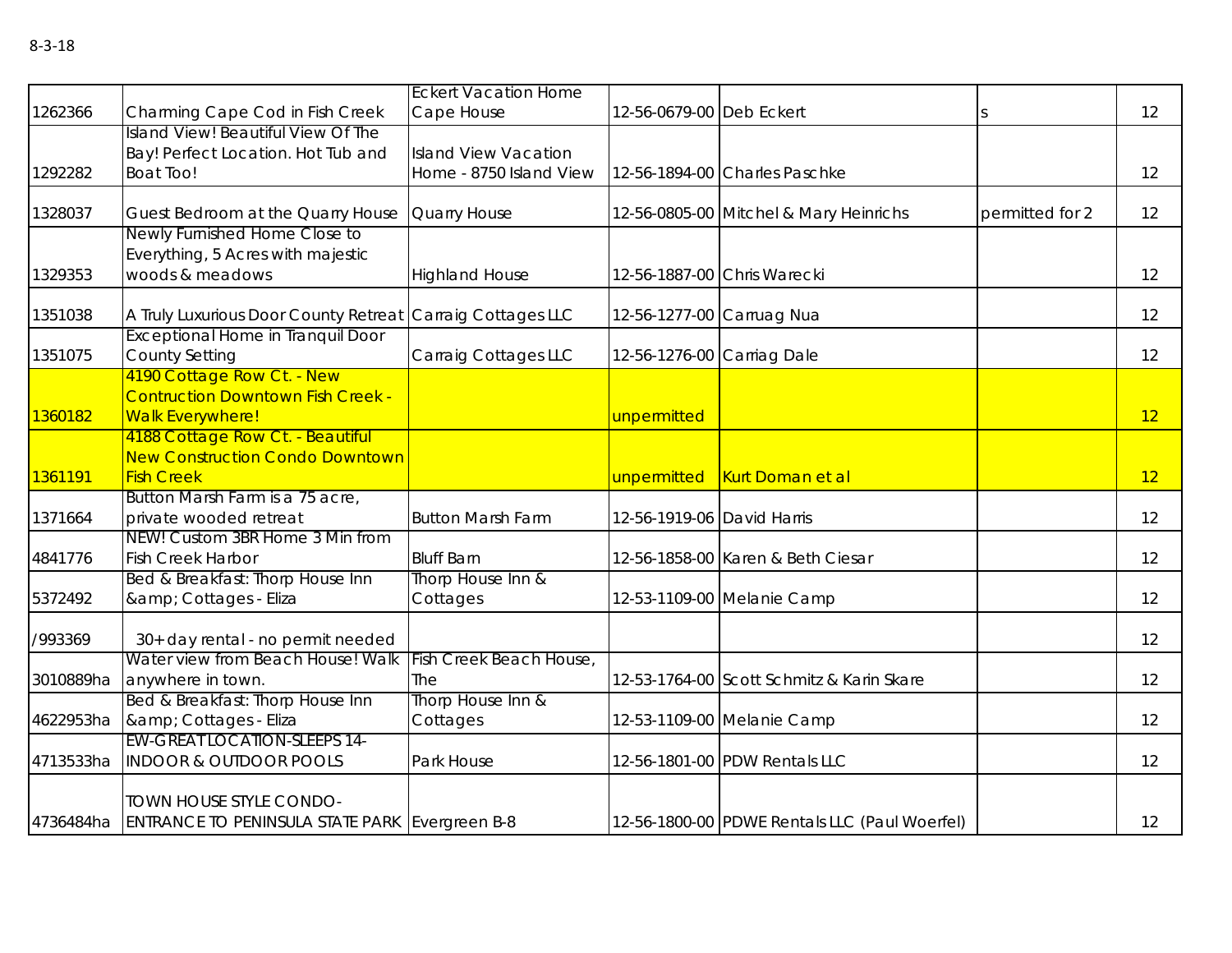8-3-18

| | | | | | | |
|---|---|---|---|---|---|---|
| 1262366 | Charming Cape Cod in Fish Creek | Eckert Vacation Home Cape House | 12-56-0679-00 | Deb Eckert | s | 12 |
| 1292282 | Island View! Beautiful View Of The Bay! Perfect Location. Hot Tub and Boat Too! | Island View Vacation Home - 8750 Island View | 12-56-1894-00 | Charles Paschke | | 12 |
| 1328037 | Guest Bedroom at the Quarry House | Quarry House | 12-56-0805-00 | Mitchel & Mary Heinrichs | permitted for 2 | 12 |
| 1329353 | Newly Furnished Home Close to Everything, 5 Acres with majestic woods & meadows | Highland House | 12-56-1887-00 | Chris Warecki | | 12 |
| 1351038 | A Truly Luxurious Door County Retreat | Carraig Cottages LLC | 12-56-1277-00 | Carruag Nua | | 12 |
| 1351075 | Exceptional Home in Tranquil Door County Setting | Carraig Cottages LLC | 12-56-1276-00 | Carriag Dale | | 12 |
| 1360182 | 4190 Cottage Row Ct. - New Contruction Downtown Fish Creek - Walk Everywhere! | | unpermitted | | | 12 |
| 1361191 | 4188 Cottage Row Ct. - Beautiful New Construction Condo Downtown Fish Creek | | unpermitted | Kurt Doman et al | | 12 |
| 1371664 | Button Marsh Farm is a 75 acre, private wooded retreat | Button Marsh Farm | 12-56-1919-06 | David Harris | | 12 |
| 4841776 | NEW! Custom 3BR Home 3 Min from Fish Creek Harbor | Bluff Barn | 12-56-1858-00 | Karen & Beth Ciesar | | 12 |
| 5372492 | Bed & Breakfast: Thorp House Inn &amp; Cottages - Eliza | Thorp House Inn & Cottages | 12-53-1109-00 | Melanie Camp | | 12 |
| /993369 | 30+ day rental - no permit needed | | | | | 12 |
| 3010889ha | Water view from Beach House! Walk anywhere in town. | Fish Creek Beach House, The | 12-53-1764-00 | Scott Schmitz & Karin Skare | | 12 |
| 4622953ha | Bed & Breakfast: Thorp House Inn &amp; Cottages - Eliza | Thorp House Inn & Cottages | 12-53-1109-00 | Melanie Camp | | 12 |
| 4713533ha | EW-GREAT LOCATION-SLEEPS 14-INDOOR & OUTDOOR POOLS | Park House | 12-56-1801-00 | PDW Rentals LLC | | 12 |
| 4736484ha | TOWN HOUSE STYLE CONDO-ENTRANCE TO PENINSULA STATE PARK | Evergreen B-8 | 12-56-1800-00 | PDWE Rentals LLC (Paul Woerfel) | | 12 |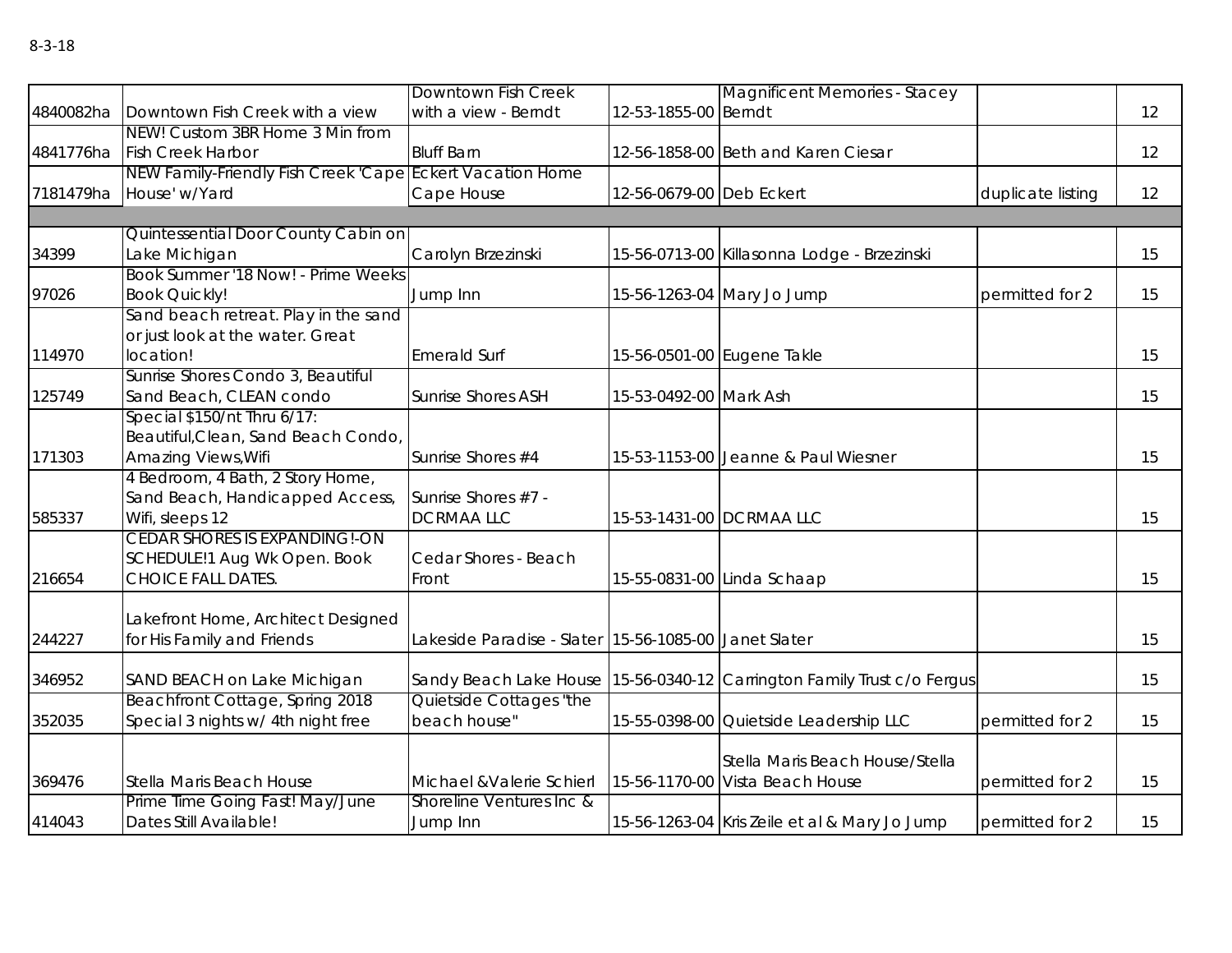8-3-18

| | | | | | | |
|---|---|---|---|---|---|---|
| 4840082ha | Downtown Fish Creek with a view | Downtown Fish Creek with a view - Berndt | 12-53-1855-00 | Magnificent Memories - Stacey Berndt | | 12 |
| 4841776ha | NEW! Custom 3BR Home 3 Min from Fish Creek Harbor | Bluff Barn | 12-56-1858-00 | Beth and Karen Ciesar | | 12 |
| 7181479ha | NEW Family-Friendly Fish Creek 'Cape House' w/Yard | Eckert Vacation Home Cape House | 12-56-0679-00 | Deb Eckert | duplicate listing | 12 |
| | | | | | | |
| 34399 | Quintessential Door County Cabin on Lake Michigan | Carolyn Brzezinski | 15-56-0713-00 | Killasonna Lodge - Brzezinski | | 15 |
| 97026 | Book Summer '18 Now! - Prime Weeks Book Quickly! | Jump Inn | 15-56-1263-04 | Mary Jo Jump | permitted for 2 | 15 |
| 114970 | Sand beach retreat. Play in the sand or just look at the water. Great location! | Emerald Surf | 15-56-0501-00 | Eugene Takle | | 15 |
| 125749 | Sunrise Shores Condo 3, Beautiful Sand Beach, CLEAN condo | Sunrise Shores ASH | 15-53-0492-00 | Mark Ash | | 15 |
| 171303 | Special $150/nt Thru 6/17: Beautiful,Clean, Sand Beach Condo, Amazing Views,Wifi | Sunrise Shores #4 | 15-53-1153-00 | Jeanne & Paul Wiesner | | 15 |
| 585337 | 4 Bedroom, 4 Bath, 2 Story Home, Sand Beach, Handicapped Access, Wifi, sleeps 12 | Sunrise Shores #7 - DCRMAA LLC | 15-53-1431-00 | DCRMAA LLC | | 15 |
| 216654 | CEDAR SHORES IS EXPANDING!-ON SCHEDULE!1 Aug Wk Open. Book CHOICE FALL DATES. | Cedar Shores - Beach Front | 15-55-0831-00 | Linda Schaap | | 15 |
| 244227 | Lakefront Home, Architect Designed for His Family and Friends | Lakeside Paradise - Slater | 15-56-1085-00 | Janet Slater | | 15 |
| 346952 | SAND BEACH on Lake Michigan | Sandy Beach Lake House | 15-56-0340-12 | Carrington Family Trust c/o Fergus | | 15 |
| 352035 | Beachfront Cottage, Spring 2018 Special 3 nights w/ 4th night free | Quietside Cottages "the beach house" | 15-55-0398-00 | Quietside Leadership LLC | permitted for 2 | 15 |
| 369476 | Stella Maris Beach House | Michael &Valerie Schierl | 15-56-1170-00 | Stella Maris Beach House/Stella Vista Beach House | permitted for 2 | 15 |
| 414043 | Prime Time Going Fast! May/June Dates Still Available! | Shoreline Ventures Inc & Jump Inn | 15-56-1263-04 | Kris Zeile et al & Mary Jo Jump | permitted for 2 | 15 |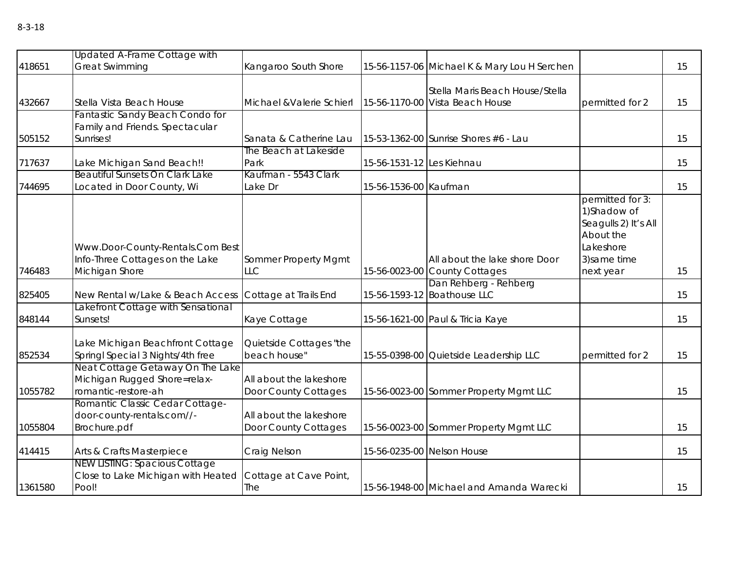8-3-18

| | | | | | | |
|---|---|---|---|---|---|---|
| 418651 | Updated A-Frame Cottage with Great Swimming | Kangaroo South Shore | 15-56-1157-06 | Michael K & Mary Lou H Serchen | | 15 |
| 432667 | Stella Vista Beach House | Michael &Valerie Schierl | 15-56-1170-00 | Stella Maris Beach House/Stella Vista Beach House | permitted for 2 | 15 |
| 505152 | Fantastic Sandy Beach Condo for Family and Friends. Spectacular Sunrises! | Sanata & Catherine Lau | 15-53-1362-00 | Sunrise Shores #6 - Lau | | 15 |
| 717637 | Lake Michigan Sand Beach!! | The Beach at Lakeside Park | 15-56-1531-12 | Les Kiehnau | | 15 |
| 744695 | Beautiful Sunsets On Clark Lake Located in Door County, Wi | Kaufman - 5543 Clark Lake Dr | 15-56-1536-00 | Kaufman | | 15 |
| 746483 | Www.Door-County-Rentals.Com Best Info-Three Cottages on the Lake Michigan Shore | Sommer Property Mgmt LLC | 15-56-0023-00 | All about the lake shore Door County Cottages | permitted for 3: 1)Shadow of Seagulls 2) It's All About the Lakeshore 3)same time next year | 15 |
| 825405 | New Rental w/Lake & Beach Access | Cottage at Trails End | 15-56-1593-12 | Dan Rehberg - Rehberg Boathouse LLC | | 15 |
| 848144 | Lakefront Cottage with Sensational Sunsets! | Kaye Cottage | 15-56-1621-00 | Paul & Tricia Kaye | | 15 |
| 852534 | Lake Michigan Beachfront Cottage Springl Special 3 Nights/4th free | Quietside Cottages "the beach house" | 15-55-0398-00 | Quietside Leadership LLC | permitted for 2 | 15 |
| 1055782 | Neat Cottage Getaway On The Lake Michigan Rugged Shore=relax-romantic-restore-ah | All about the lakeshore Door County Cottages | 15-56-0023-00 | Sommer Property Mgmt LLC | | 15 |
| 1055804 | Romantic Classic Cedar Cottage-door-county-rentals.com//-Brochure.pdf | All about the lakeshore Door County Cottages | 15-56-0023-00 | Sommer Property Mgmt LLC | | 15 |
| 414415 | Arts & Crafts Masterpiece | Craig Nelson | 15-56-0235-00 | Nelson House | | 15 |
| 1361580 | NEW LISTING: Spacious Cottage Close to Lake Michigan with Heated Pool! | Cottage at Cave Point, The | 15-56-1948-00 | Michael and Amanda Warecki | | 15 |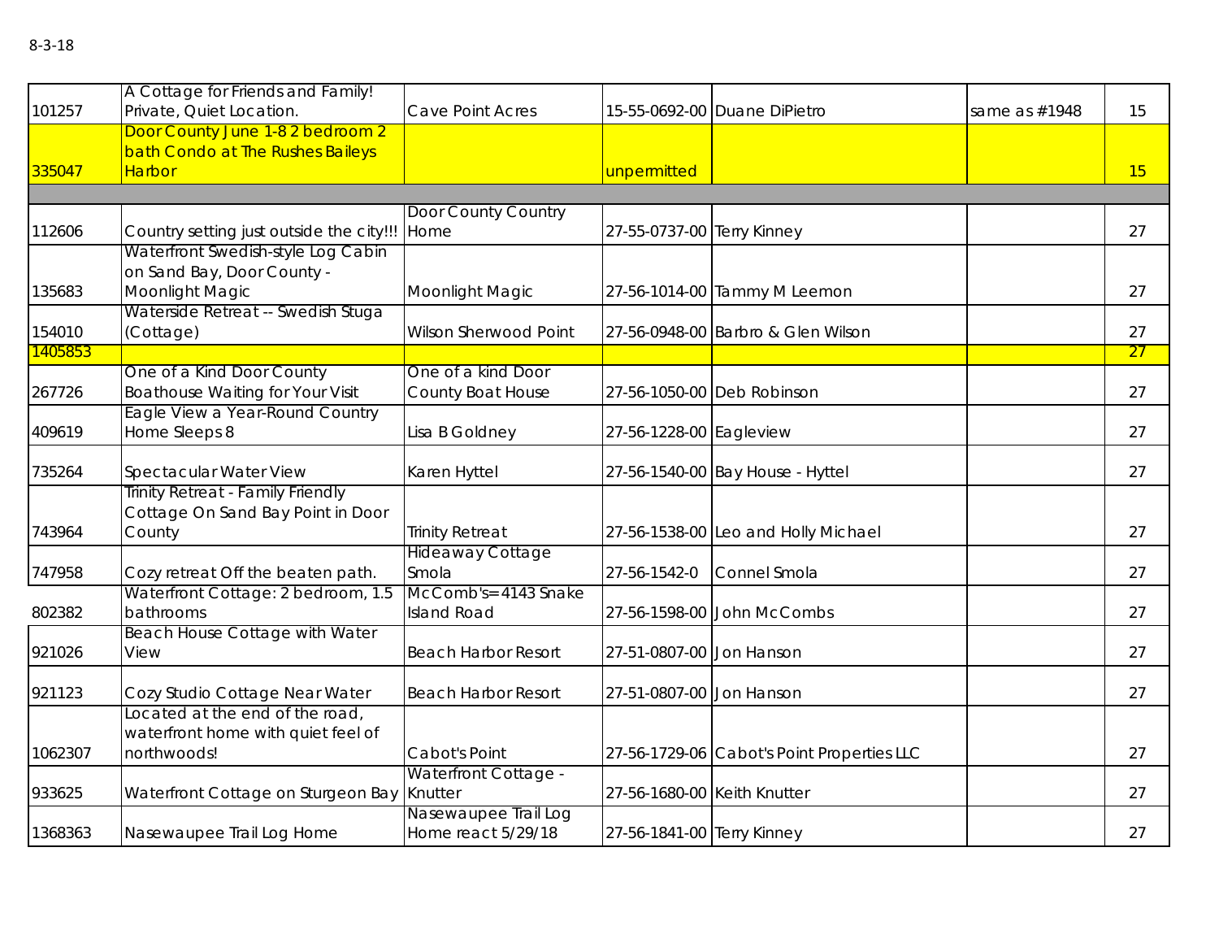8-3-18

| | | | | | | |
|---|---|---|---|---|---|---|
| 101257 | A Cottage for Friends and Family! Private, Quiet Location. | Cave Point Acres | 15-55-0692-00 | Duane DiPietro | same as #1948 | 15 |
| 335047 | Door County June 1-8 2 bedroom 2 bath Condo at The Rushes Baileys Harbor | | unpermitted | | | 15 |
| | | | | | | |
| 112606 | Country setting just outside the city!!! | Door County Country Home | 27-55-0737-00 | Terry Kinney | | 27 |
| 135683 | Waterfront Swedish-style Log Cabin on Sand Bay, Door County - Moonlight Magic | Moonlight Magic | 27-56-1014-00 | Tammy M Leemon | | 27 |
| 154010 | Waterside Retreat -- Swedish Stuga (Cottage) | Wilson Sherwood Point | 27-56-0948-00 | Barbro & Glen Wilson | | 27 |
| 1405853 | | | | | | 27 |
| 267726 | One of a Kind Door County Boathouse Waiting for Your Visit | One of a kind Door County Boat House | 27-56-1050-00 | Deb Robinson | | 27 |
| 409619 | Eagle View a Year-Round Country Home Sleeps 8 | Lisa B Goldney | 27-56-1228-00 | Eagleview | | 27 |
| 735264 | Spectacular Water View | Karen Hyttel | 27-56-1540-00 | Bay House - Hyttel | | 27 |
| 743964 | Trinity Retreat - Family Friendly Cottage On Sand Bay Point in Door County | Trinity Retreat | 27-56-1538-00 | Leo and Holly Michael | | 27 |
| 747958 | Cozy retreat Off the beaten path. | Hideaway Cottage Smola | 27-56-1542-0 | Connel Smola | | 27 |
| 802382 | Waterfront Cottage: 2 bedroom, 1.5 bathrooms | McComb's=4143 Snake Island Road | 27-56-1598-00 | John McCombs | | 27 |
| 921026 | Beach House Cottage with Water View | Beach Harbor Resort | 27-51-0807-00 | Jon Hanson | | 27 |
| 921123 | Cozy Studio Cottage Near Water | Beach Harbor Resort | 27-51-0807-00 | Jon Hanson | | 27 |
| 1062307 | Located at the end of the road, waterfront home with quiet feel of northwoods! | Cabot's Point | 27-56-1729-06 | Cabot's Point Properties LLC | | 27 |
| 933625 | Waterfront Cottage on Sturgeon Bay | Waterfront Cottage - Knutter | 27-56-1680-00 | Keith Knutter | | 27 |
| 1368363 | Nasewaupee Trail Log Home | Nasewaupee Trail Log Home react 5/29/18 | 27-56-1841-00 | Terry Kinney | | 27 |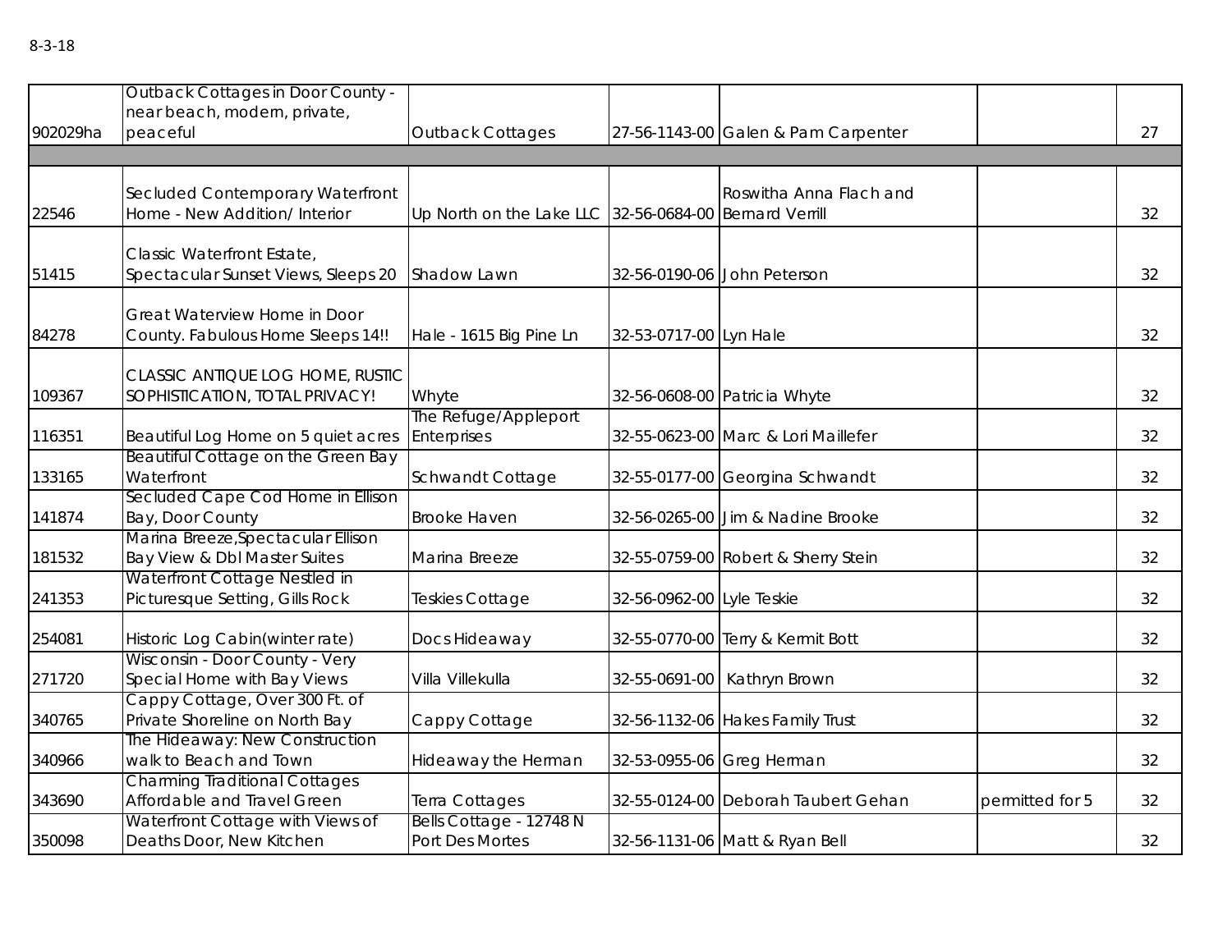8-3-18

| | | | | | | |
|---|---|---|---|---|---|---|
| 902029ha | Outback Cottages in Door County - near beach, modern, private, peaceful | Outback Cottages | 27-56-1143-00 | Galen & Pam Carpenter | | 27 |
| | | | | | | |
| 22546 | Secluded Contemporary Waterfront Home - New Addition/ Interior | Up North on the Lake LLC | 32-56-0684-00 | Roswitha Anna Flach and Bernard Verrill | | 32 |
| 51415 | Classic Waterfront Estate, Spectacular Sunset Views, Sleeps 20 | Shadow Lawn | 32-56-0190-06 | John Peterson | | 32 |
| 84278 | Great Waterview Home in Door County. Fabulous Home Sleeps 14!! | Hale - 1615 Big Pine Ln | 32-53-0717-00 | Lyn Hale | | 32 |
| 109367 | CLASSIC ANTIQUE LOG HOME, RUSTIC SOPHISTICATION, TOTAL PRIVACY! | Whyte | 32-56-0608-00 | Patricia Whyte | | 32 |
| 116351 | Beautiful Log Home on 5 quiet acres | The Refuge/Appleport Enterprises | 32-55-0623-00 | Marc & Lori Maillefer | | 32 |
| 133165 | Beautiful Cottage on the Green Bay Waterfront | Schwandt Cottage | 32-55-0177-00 | Georgina Schwandt | | 32 |
| 141874 | Secluded Cape Cod Home in Ellison Bay, Door County | Brooke Haven | 32-56-0265-00 | Jim & Nadine Brooke | | 32 |
| 181532 | Marina Breeze,Spectacular Ellison Bay View & Dbl Master Suites | Marina Breeze | 32-55-0759-00 | Robert & Sherry Stein | | 32 |
| 241353 | Waterfront Cottage Nestled in Picturesque Setting, Gills Rock | Teskies Cottage | 32-56-0962-00 | Lyle Teskie | | 32 |
| 254081 | Historic Log Cabin(winter rate) | Docs Hideaway | 32-55-0770-00 | Terry & Kermit Bott | | 32 |
| 271720 | Wisconsin - Door County - Very Special Home with Bay Views | Villa Villekulla | 32-55-0691-00 | Kathryn Brown | | 32 |
| 340765 | Cappy Cottage, Over 300 Ft. of Private Shoreline on North Bay | Cappy Cottage | 32-56-1132-06 | Hakes Family Trust | | 32 |
| 340966 | The Hideaway: New Construction walk to Beach and Town | Hideaway the Herman | 32-53-0955-06 | Greg Herman | | 32 |
| 343690 | Charming Traditional Cottages Affordable and Travel Green | Terra Cottages | 32-55-0124-00 | Deborah Taubert Gehan | permitted for 5 | 32 |
| 350098 | Waterfront Cottage with Views of Deaths Door, New Kitchen | Bells Cottage - 12748 N Port Des Mortes | 32-56-1131-06 | Matt & Ryan Bell | | 32 |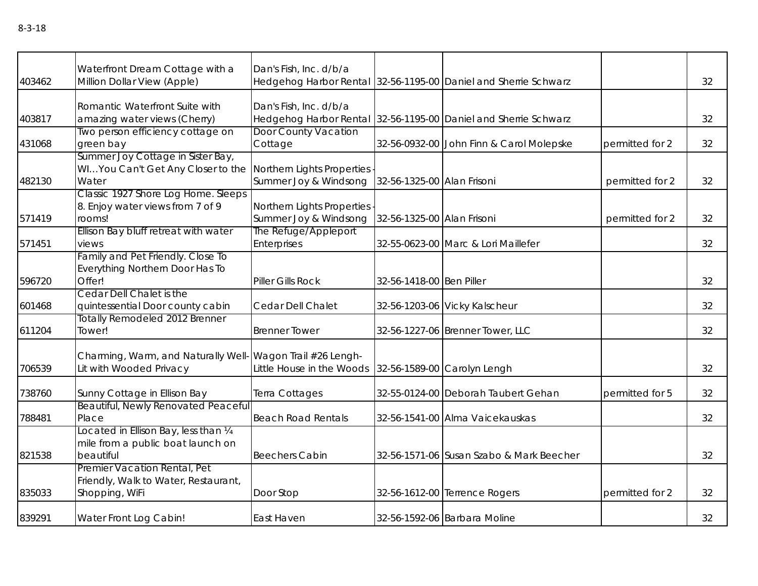8-3-18

| | | | | | | |
|---|---|---|---|---|---|---|
| 403462 | Waterfront Dream Cottage with a Million Dollar View (Apple) | Dan's Fish, Inc. d/b/a Hedgehog Harbor Rental | 32-56-1195-00 | Daniel and Sherrie Schwarz | | 32 |
| 403817 | Romantic Waterfront Suite with amazing water views (Cherry) | Dan's Fish, Inc. d/b/a Hedgehog Harbor Rental | 32-56-1195-00 | Daniel and Sherrie Schwarz | | 32 |
| 431068 | Two person efficiency cottage on green bay | Door County Vacation Cottage | 32-56-0932-00 | John Finn & Carol Molepske | permitted for 2 | 32 |
| 482130 | Summer Joy Cottage in Sister Bay, WI…You Can't Get Any Closer to the Water | Northern Lights Properties - Summer Joy & Windsong | 32-56-1325-00 | Alan Frisoni | permitted for 2 | 32 |
| 571419 | Classic 1927 Shore Log Home. Sleeps 8. Enjoy water views from 7 of 9 rooms! | Northern Lights Properties - Summer Joy & Windsong | 32-56-1325-00 | Alan Frisoni | permitted for 2 | 32 |
| 571451 | Ellison Bay bluff retreat with water views | The Refuge/Appleport Enterprises | 32-55-0623-00 | Marc & Lori Maillefer | | 32 |
| 596720 | Family and Pet Friendly. Close To Everything Northern Door Has To Offer! | Piller Gills Rock | 32-56-1418-00 | Ben Piller | | 32 |
| 601468 | Cedar Dell Chalet is the quintessential Door county cabin | Cedar Dell Chalet | 32-56-1203-06 | Vicky Kalscheur | | 32 |
| 611204 | Totally Remodeled 2012 Brenner Tower! | Brenner Tower | 32-56-1227-06 | Brenner Tower, LLC | | 32 |
| 706539 | Charming, Warm, and Naturally Well-Lit with Wooded Privacy | Wagon Trail #26 Lengh-Little House in the Woods | 32-56-1589-00 | Carolyn Lengh | | 32 |
| 738760 | Sunny Cottage in Ellison Bay | Terra Cottages | 32-55-0124-00 | Deborah Taubert Gehan | permitted for 5 | 32 |
| 788481 | Beautiful, Newly Renovated Peaceful Place | Beach Road Rentals | 32-56-1541-00 | Alma Vaicekauskas | | 32 |
| 821538 | Located in Ellison Bay, less than ¼ mile from a public boat launch on beautiful | Beechers Cabin | 32-56-1571-06 | Susan Szabo & Mark Beecher | | 32 |
| 835033 | Premier Vacation Rental, Pet Friendly, Walk to Water, Restaurant, Shopping, WiFi | Door Stop | 32-56-1612-00 | Terrence Rogers | permitted for 2 | 32 |
| 839291 | Water Front Log Cabin! | East Haven | 32-56-1592-06 | Barbara Moline | | 32 |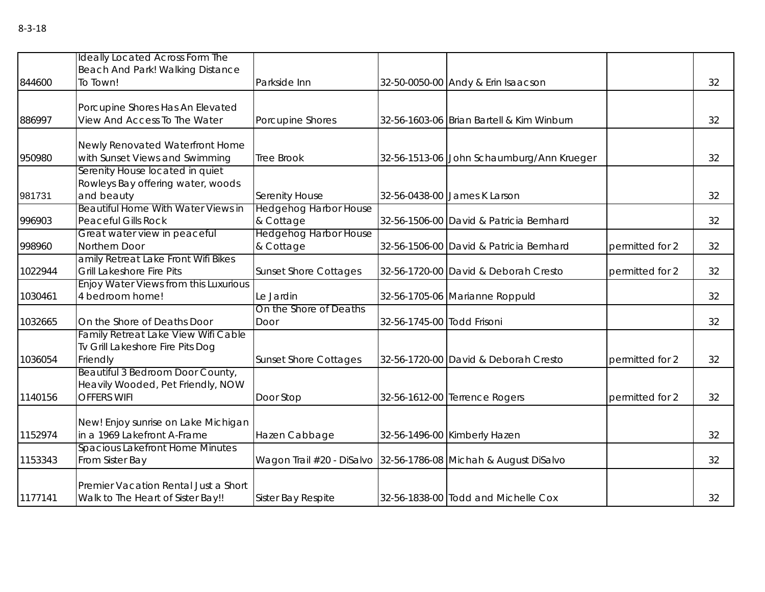8-3-18

| | | | | | | |
|---|---|---|---|---|---|---|
| 844600 | Ideally Located Across Form The Beach And Park! Walking Distance To Town! | Parkside Inn | 32-50-0050-00 | Andy & Erin Isaacson | | 32 |
| 886997 | Porcupine Shores Has An Elevated View And Access To The Water | Porcupine Shores | 32-56-1603-06 | Brian Bartell & Kim Winburn | | 32 |
| 950980 | Newly Renovated Waterfront Home with Sunset Views and Swimming | Tree Brook | 32-56-1513-06 | John Schaumburg/Ann Krueger | | 32 |
| 981731 | Serenity House located in quiet Rowleys Bay offering water, woods and beauty | Serenity House | 32-56-0438-00 | James K Larson | | 32 |
| 996903 | Beautiful Home With Water Views in Peaceful Gills Rock | Hedgehog Harbor House & Cottage | 32-56-1506-00 | David & Patricia Bernhard | | 32 |
| 998960 | Great water view in peaceful Northern Door | Hedgehog Harbor House & Cottage | 32-56-1506-00 | David & Patricia Bernhard | permitted for 2 | 32 |
| 1022944 | amily Retreat Lake Front Wifi Bikes Grill Lakeshore Fire Pits | Sunset Shore Cottages | 32-56-1720-00 | David & Deborah Cresto | permitted for 2 | 32 |
| 1030461 | Enjoy Water Views from this Luxurious 4 bedroom home! | Le Jardin | 32-56-1705-06 | Marianne Roppuld | | 32 |
| 1032665 | On the Shore of Deaths Door | On the Shore of Deaths Door | 32-56-1745-00 | Todd Frisoni | | 32 |
| 1036054 | Family Retreat Lake View Wifi Cable Tv Grill Lakeshore Fire Pits Dog Friendly | Sunset Shore Cottages | 32-56-1720-00 | David & Deborah Cresto | permitted for 2 | 32 |
| 1140156 | Beautiful 3 Bedroom Door County, Heavily Wooded, Pet Friendly, NOW OFFERS WIFI | Door Stop | 32-56-1612-00 | Terrence Rogers | permitted for 2 | 32 |
| 1152974 | New! Enjoy sunrise on Lake Michigan in a 1969 Lakefront A-Frame | Hazen Cabbage | 32-56-1496-00 | Kimberly Hazen | | 32 |
| 1153343 | Spacious Lakefront Home Minutes From Sister Bay | Wagon Trail #20 - DiSalvo | 32-56-1786-08 | Michah & August DiSalvo | | 32 |
| 1177141 | Premier Vacation Rental Just a Short Walk to The Heart of Sister Bay!! | Sister Bay Respite | 32-56-1838-00 | Todd and Michelle Cox | | 32 |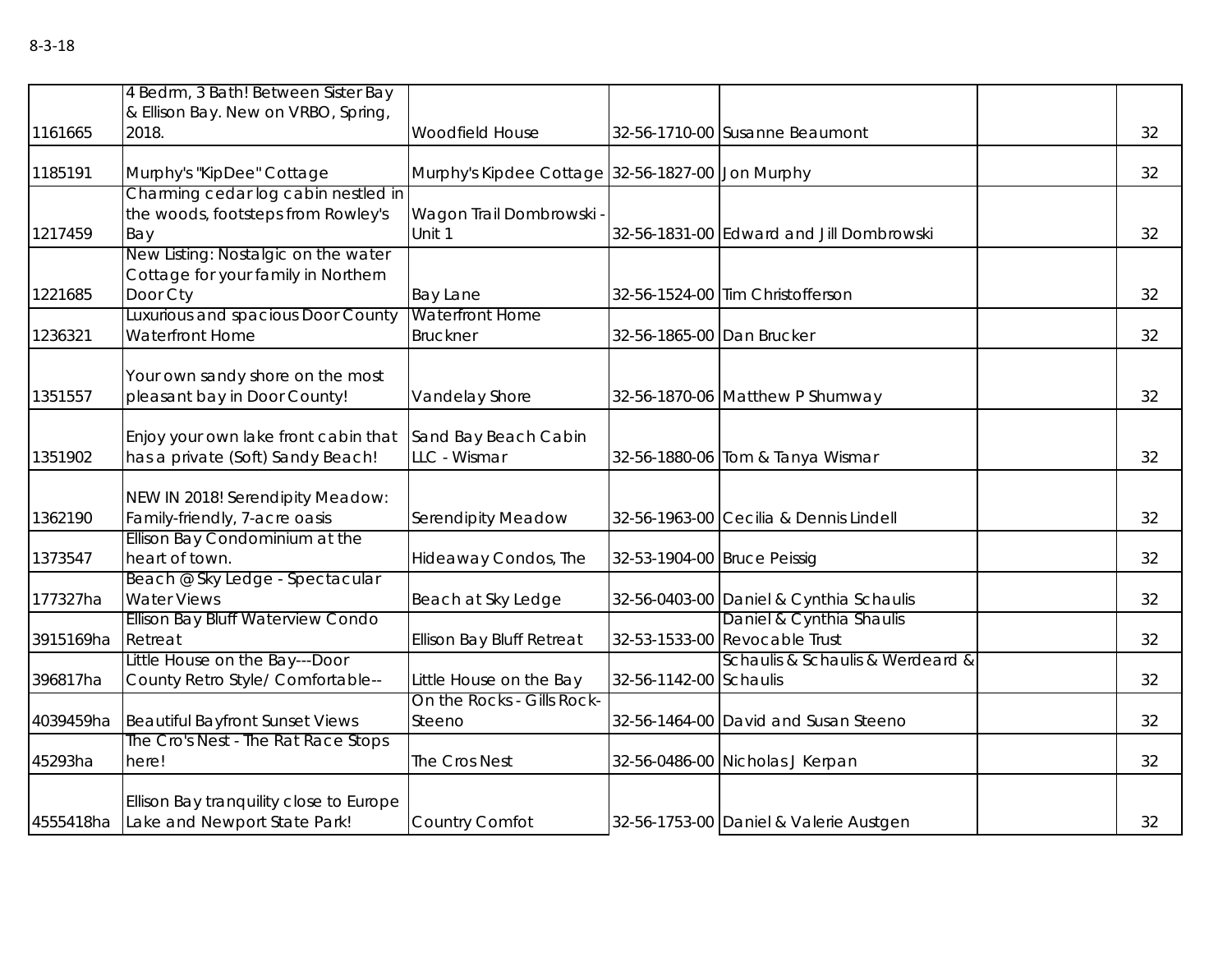8-3-18

| | | | | | | |
|---|---|---|---|---|---|---|
| 1161665 | 4 Bedrm, 3 Bath! Between Sister Bay & Ellison Bay. New on VRBO, Spring, 2018. | Woodfield House | 32-56-1710-00 | Susanne Beaumont | | 32 |
| 1185191 | Murphy's "KipDee" Cottage | Murphy's Kipdee Cottage | 32-56-1827-00 | Jon Murphy | | 32 |
| 1217459 | Charming cedar log cabin nestled in the woods, footsteps from Rowley's Bay | Wagon Trail Dombrowski - Unit 1 | 32-56-1831-00 | Edward and Jill Dombrowski | | 32 |
| 1221685 | New Listing: Nostalgic on the water Cottage for your family in Northern Door Cty | Bay Lane | 32-56-1524-00 | Tim Christofferson | | 32 |
| 1236321 | Luxurious and spacious Door County Waterfront Home | Waterfront Home Bruckner | 32-56-1865-00 | Dan Brucker | | 32 |
| 1351557 | Your own sandy shore on the most pleasant bay in Door County! | Vandelay Shore | 32-56-1870-06 | Matthew P Shumway | | 32 |
| 1351902 | Enjoy your own lake front cabin that has a private (Soft) Sandy Beach! | Sand Bay Beach Cabin LLC - Wismar | 32-56-1880-06 | Tom & Tanya Wismar | | 32 |
| 1362190 | NEW IN 2018! Serendipity Meadow: Family-friendly, 7-acre oasis | Serendipity Meadow | 32-56-1963-00 | Cecilia & Dennis Lindell | | 32 |
| 1373547 | Ellison Bay Condominium at the heart of town. | Hideaway Condos, The | 32-53-1904-00 | Bruce Peissig | | 32 |
| 177327ha | Beach @ Sky Ledge - Spectacular Water Views | Beach at Sky Ledge | 32-56-0403-00 | Daniel & Cynthia Schaulis | | 32 |
| 3915169ha | Ellison Bay Bluff Waterview Condo Retreat | Ellison Bay Bluff Retreat | 32-53-1533-00 | Daniel & Cynthia Shaulis Revocable Trust | | 32 |
| 396817ha | Little House on the Bay---Door County Retro Style/ Comfortable-- | Little House on the Bay | 32-56-1142-00 | Schaulis & Schaulis & Werdeard & Schaulis | | 32 |
| 4039459ha | Beautiful Bayfront Sunset Views | On the Rocks - Gills Rock-Steeno | 32-56-1464-00 | David and Susan Steeno | | 32 |
| 45293ha | The Cro's Nest - The Rat Race Stops here! | The Cros Nest | 32-56-0486-00 | Nicholas J Kerpan | | 32 |
| 4555418ha | Ellison Bay tranquility close to Europe Lake and Newport State Park! | Country Comfot | 32-56-1753-00 | Daniel & Valerie Austgen | | 32 |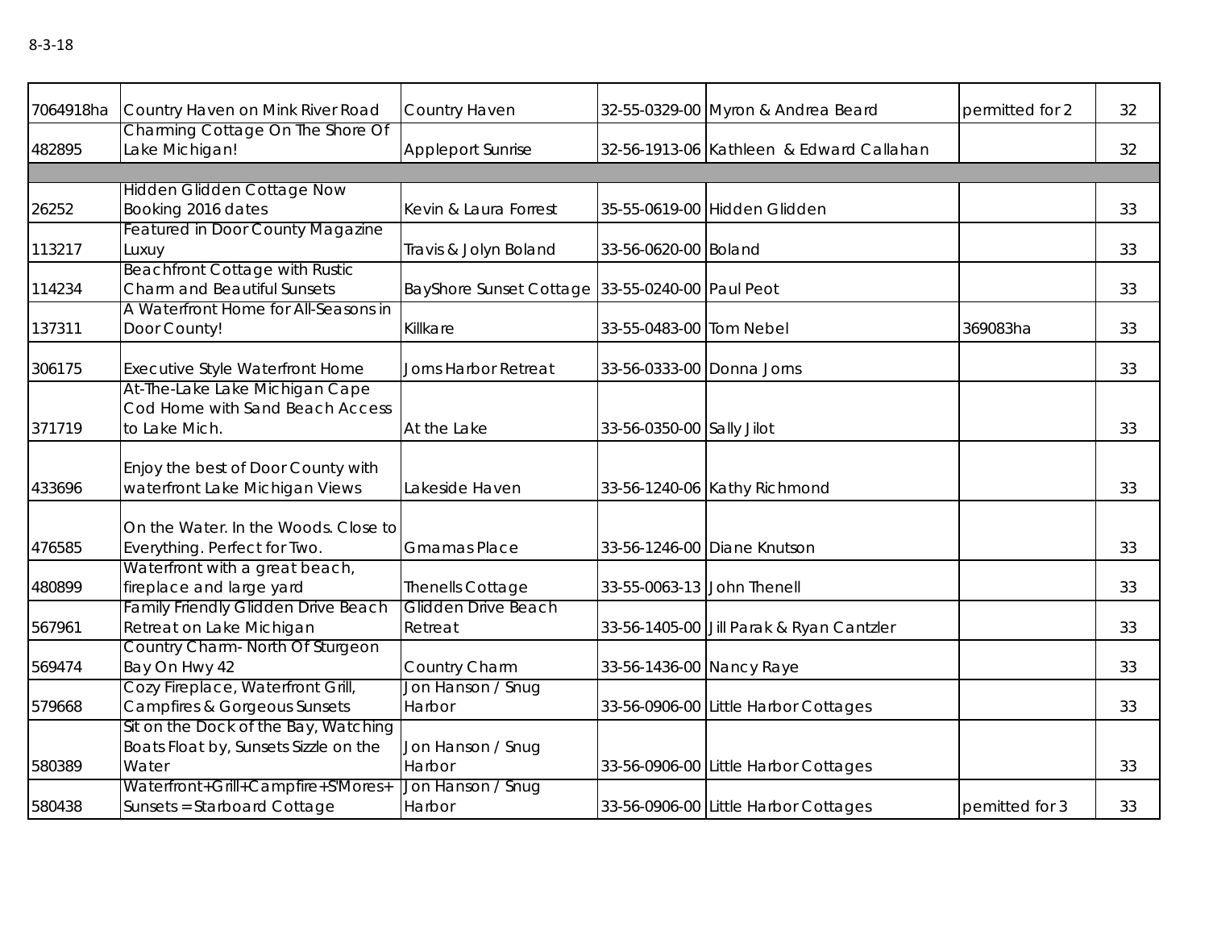8-3-18

| | | | | | | |
|---|---|---|---|---|---|---|
| 7064918ha | Country Haven on Mink River Road | Country Haven | 32-55-0329-00 | Myron & Andrea Beard | permitted for 2 | 32 |
| 482895 | Charming Cottage On The Shore Of Lake Michigan! | Appleport Sunrise | 32-56-1913-06 | Kathleen & Edward Callahan | | 32 |
| | | | | | | |
| 26252 | Hidden Glidden Cottage Now Booking 2016 dates | Kevin & Laura Forrest | 35-55-0619-00 | Hidden Glidden | | 33 |
| 113217 | Featured in Door County Magazine Luxuy | Travis & Jolyn Boland | 33-56-0620-00 | Boland | | 33 |
| 114234 | Beachfront Cottage with Rustic Charm and Beautiful Sunsets | BayShore Sunset Cottage | 33-55-0240-00 | Paul Peot | | 33 |
| 137311 | A Waterfront Home for All-Seasons in Door County! | Killkare | 33-55-0483-00 | Tom Nebel | 369083ha | 33 |
| 306175 | Executive Style Waterfront Home | Jorns Harbor Retreat | 33-56-0333-00 | Donna Jorns | | 33 |
| 371719 | At-The-Lake Lake Michigan Cape Cod Home with Sand Beach Access to Lake Mich. | At the Lake | 33-56-0350-00 | Sally Jilot | | 33 |
| 433696 | Enjoy the best of Door County with waterfront Lake Michigan Views | Lakeside Haven | 33-56-1240-06 | Kathy Richmond | | 33 |
| 476585 | On the Water. In the Woods. Close to Everything. Perfect for Two. | Gmamas Place | 33-56-1246-00 | Diane Knutson | | 33 |
| 480899 | Waterfront with a great beach, fireplace and large yard | Thenells Cottage | 33-55-0063-13 | John Thenell | | 33 |
| 567961 | Family Friendly Glidden Drive Beach Retreat on Lake Michigan | Glidden Drive Beach Retreat | 33-56-1405-00 | Jill Parak & Ryan Cantzler | | 33 |
| 569474 | Country Charm- North Of Sturgeon Bay On Hwy 42 | Country Charm | 33-56-1436-00 | Nancy Raye | | 33 |
| 579668 | Cozy Fireplace, Waterfront Grill, Campfires & Gorgeous Sunsets | Jon Hanson / Snug Harbor | 33-56-0906-00 | Little Harbor Cottages | | 33 |
| 580389 | Sit on the Dock of the Bay, Watching Boats Float by, Sunsets Sizzle on the Water | Jon Hanson / Snug Harbor | 33-56-0906-00 | Little Harbor Cottages | | 33 |
| 580438 | Waterfront+Grill+Campfire+S'Mores+ Sunsets = Starboard Cottage | Jon Hanson / Snug Harbor | 33-56-0906-00 | Little Harbor Cottages | pemitted for 3 | 33 |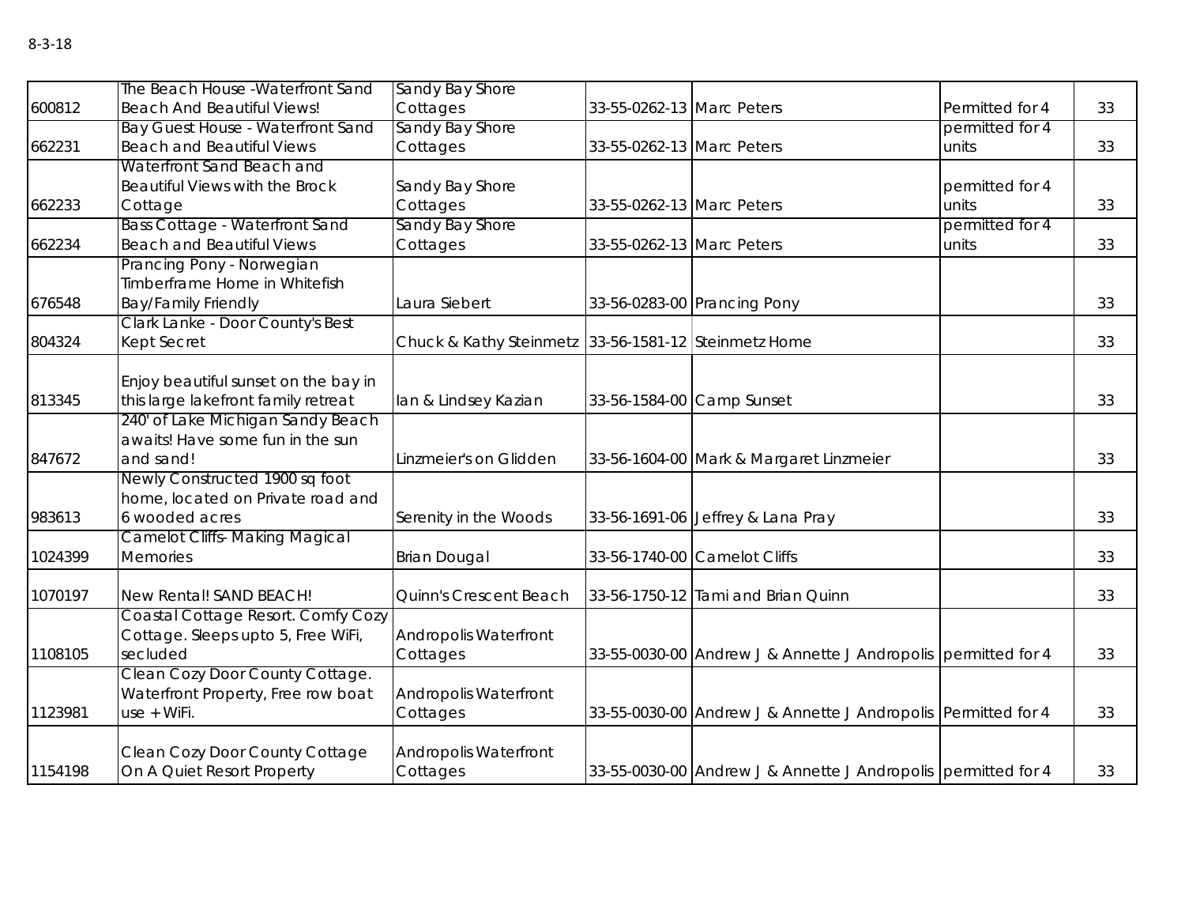8-3-18

| | | | | | | |
|---|---|---|---|---|---|---|
| 600812 | The Beach House -Waterfront Sand Beach And Beautiful Views! | Sandy Bay Shore Cottages | 33-55-0262-13 | Marc Peters | Permitted for 4 | 33 |
| 662231 | Bay Guest House - Waterfront Sand Beach and Beautiful Views | Sandy Bay Shore Cottages | 33-55-0262-13 | Marc Peters | permitted for 4 units | 33 |
| 662233 | Waterfront Sand Beach and Beautiful Views with the Brock Cottage | Sandy Bay Shore Cottages | 33-55-0262-13 | Marc Peters | permitted for 4 units | 33 |
| 662234 | Bass Cottage - Waterfront Sand Beach and Beautiful Views | Sandy Bay Shore Cottages | 33-55-0262-13 | Marc Peters | permitted for 4 units | 33 |
| 676548 | Prancing Pony - Norwegian Timberframe Home in Whitefish Bay/Family Friendly | Laura Siebert | 33-56-0283-00 | Prancing Pony | | 33 |
| 804324 | Clark Lanke - Door County's Best Kept Secret | Chuck & Kathy Steinmetz | 33-56-1581-12 | Steinmetz Home | | 33 |
| 813345 | Enjoy beautiful sunset on the bay in this large lakefront family retreat | Ian & Lindsey Kazian | 33-56-1584-00 | Camp Sunset | | 33 |
| 847672 | 240' of Lake Michigan Sandy Beach awaits! Have some fun in the sun and sand! | Linzmeier's on Glidden | 33-56-1604-00 | Mark & Margaret Linzmeier | | 33 |
| 983613 | Newly Constructed 1900 sq foot home, located on Private road and 6 wooded acres | Serenity in the Woods | 33-56-1691-06 | Jeffrey & Lana Pray | | 33 |
| 1024399 | Camelot Cliffs- Making Magical Memories | Brian Dougal | 33-56-1740-00 | Camelot Cliffs | | 33 |
| 1070197 | New Rental! SAND BEACH! | Quinn's Crescent Beach | 33-56-1750-12 | Tami and Brian Quinn | | 33 |
| 1108105 | Coastal Cottage Resort. Comfy Cozy Cottage. Sleeps upto 5, Free WiFi, secluded | Andropolis Waterfront Cottages | 33-55-0030-00 | Andrew J & Annette J Andropolis | permitted for 4 | 33 |
| 1123981 | Clean Cozy Door County Cottage. Waterfront Property, Free row boat use + WiFi. | Andropolis Waterfront Cottages | 33-55-0030-00 | Andrew J & Annette J Andropolis | Permitted for 4 | 33 |
| 1154198 | Clean Cozy Door County Cottage On A Quiet Resort Property | Andropolis Waterfront Cottages | 33-55-0030-00 | Andrew J & Annette J Andropolis | permitted for 4 | 33 |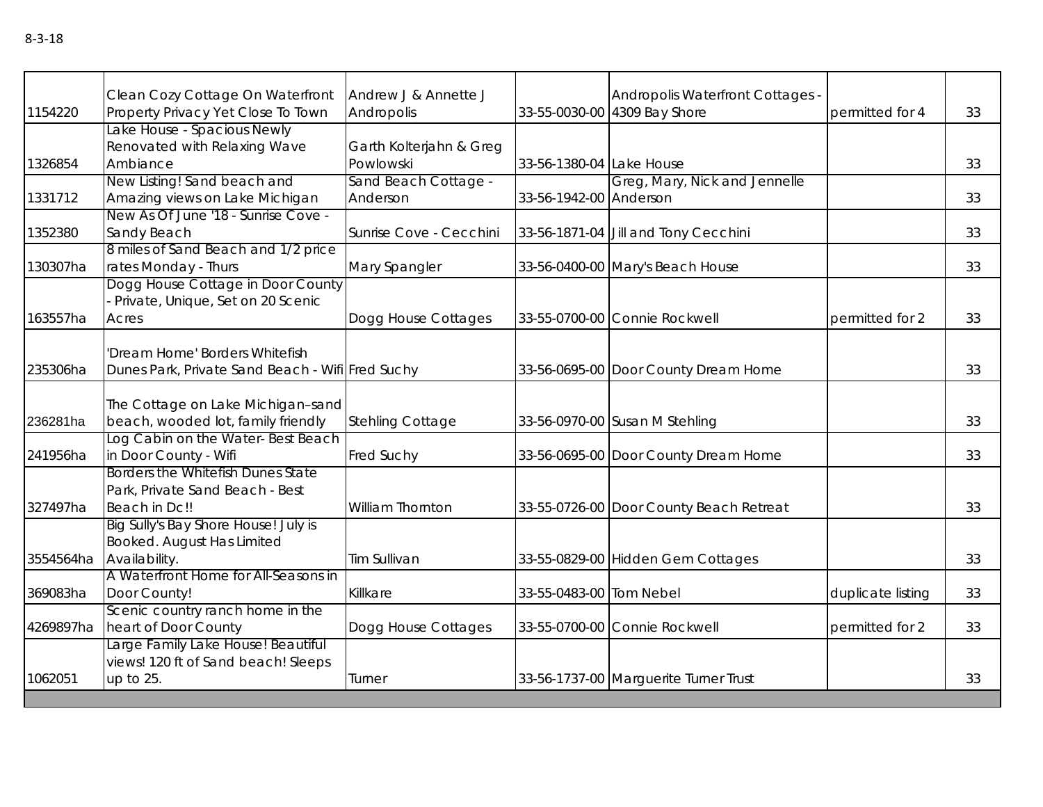8-3-18

| | | | | | | |
|---|---|---|---|---|---|---|
| 1154220 | Clean Cozy Cottage On Waterfront Property Privacy Yet Close To Town | Andrew J & Annette J Andropolis | 33-55-0030-00 | Andropolis Waterfront Cottages - 4309 Bay Shore | permitted for 4 | 33 |
| 1326854 | Lake House - Spacious Newly Renovated with Relaxing Wave Ambiance | Garth Kolterjahn & Greg Powlowski | 33-56-1380-04 | Lake House | | 33 |
| 1331712 | New Listing! Sand beach and Amazing views on Lake Michigan | Sand Beach Cottage - Anderson | 33-56-1942-00 | Greg, Mary, Nick and Jennelle Anderson | | 33 |
| 1352380 | New As Of June '18 - Sunrise Cove - Sandy Beach | Sunrise Cove - Cecchini | 33-56-1871-04 | Jill and Tony Cecchini | | 33 |
| 130307ha | 8 miles of Sand Beach and 1/2 price rates Monday - Thurs | Mary Spangler | 33-56-0400-00 | Mary's Beach House | | 33 |
| 163557ha | Dogg House Cottage in Door County - Private, Unique, Set on 20 Scenic Acres | Dogg House Cottages | 33-55-0700-00 | Connie Rockwell | permitted for 2 | 33 |
| 235306ha | 'Dream Home' Borders Whitefish Dunes Park, Private Sand Beach - Wifi | Fred Suchy | 33-56-0695-00 | Door County Dream Home | | 33 |
| 236281ha | The Cottage on Lake Michigan–sand beach, wooded lot, family friendly | Stehling Cottage | 33-56-0970-00 | Susan M Stehling | | 33 |
| 241956ha | Log Cabin on the Water- Best Beach in Door County - Wifi | Fred Suchy | 33-56-0695-00 | Door County Dream Home | | 33 |
| 327497ha | Borders the Whitefish Dunes State Park, Private Sand Beach - Best Beach in Dc!! | William Thornton | 33-55-0726-00 | Door County Beach Retreat | | 33 |
| 3554564ha | Big Sully's Bay Shore House! July is Booked. August Has Limited Availability. | Tim Sullivan | 33-55-0829-00 | Hidden Gem Cottages | | 33 |
| 369083ha | A Waterfront Home for All-Seasons in Door County! | Killkare | 33-55-0483-00 | Tom Nebel | duplicate listing | 33 |
| 4269897ha | Scenic country ranch home in the heart of Door County | Dogg House Cottages | 33-55-0700-00 | Connie Rockwell | permitted for 2 | 33 |
| 1062051 | Large Family Lake House! Beautiful views! 120 ft of Sand beach! Sleeps up to 25. | Turner | 33-56-1737-00 | Marguerite Turner Trust | | 33 |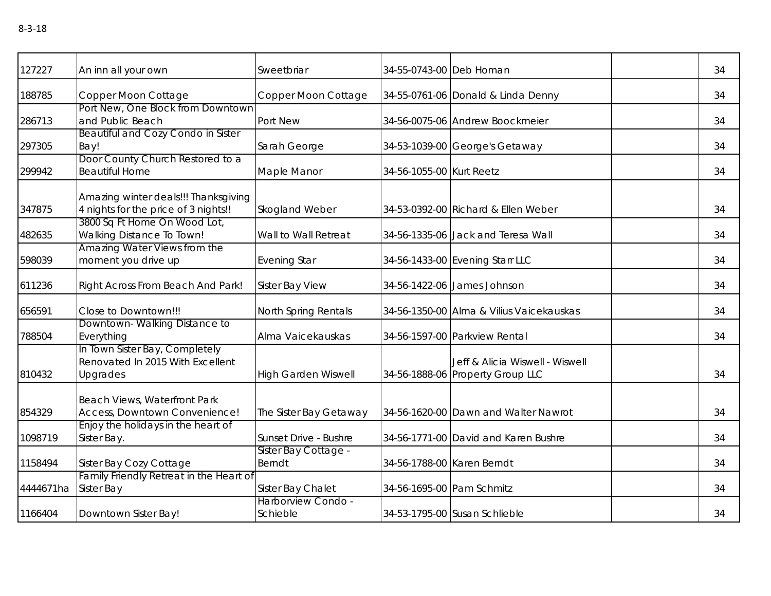| | | | | | | |
|---|---|---|---|---|---|---|
| 127227 | An inn all your own | Sweetbriar | 34-55-0743-00 | Deb Homan | | 34 |
| 188785 | Copper Moon Cottage | Copper Moon Cottage | 34-55-0761-06 | Donald & Linda Denny | | 34 |
| 286713 | Port New, One Block from Downtown and Public Beach | Port New | 34-56-0075-06 | Andrew Boockmeier | | 34 |
| 297305 | Beautiful and Cozy Condo in Sister Bay! | Sarah George | 34-53-1039-00 | George's Getaway | | 34 |
| 299942 | Door County Church Restored to a Beautiful Home | Maple Manor | 34-56-1055-00 | Kurt Reetz | | 34 |
| 347875 | Amazing winter deals!!! Thanksgiving 4 nights for the price of 3 nights!! | Skogland Weber | 34-53-0392-00 | Richard & Ellen Weber | | 34 |
| 482635 | 3800 Sq Ft Home On Wood Lot, Walking Distance To Town! | Wall to Wall Retreat | 34-56-1335-06 | Jack and Teresa Wall | | 34 |
| 598039 | Amazing Water Views from the moment you drive up | Evening Star | 34-56-1433-00 | Evening Starr LLC | | 34 |
| 611236 | Right Across From Beach And Park! | Sister Bay View | 34-56-1422-06 | James Johnson | | 34 |
| 656591 | Close to Downtown!!! | North Spring Rentals | 34-56-1350-00 | Alma & Vilius Vaicekauskas | | 34 |
| 788504 | Downtown- Walking Distance to Everything | Alma Vaicekauskas | 34-56-1597-00 | Parkview Rental | | 34 |
| 810432 | In Town Sister Bay, Completely Renovated In 2015 With Excellent Upgrades | High Garden Wiswell | 34-56-1888-06 | Jeff & Alicia Wiswell - Wiswell Property Group LLC | | 34 |
| 854329 | Beach Views, Waterfront Park Access, Downtown Convenience! | The Sister Bay Getaway | 34-56-1620-00 | Dawn and Walter Nawrot | | 34 |
| 1098719 | Enjoy the holidays in the heart of Sister Bay. | Sunset Drive - Bushre | 34-56-1771-00 | David and Karen Bushre | | 34 |
| 1158494 | Sister Bay Cozy Cottage | Sister Bay Cottage - Berndt | 34-56-1788-00 | Karen Berndt | | 34 |
| 4444671ha | Family Friendly Retreat in the Heart of Sister Bay | Sister Bay Chalet | 34-56-1695-00 | Pam Schmitz | | 34 |
| 1166404 | Downtown Sister Bay! | Harborview Condo - Schieble | 34-53-1795-00 | Susan Schlieble | | 34 |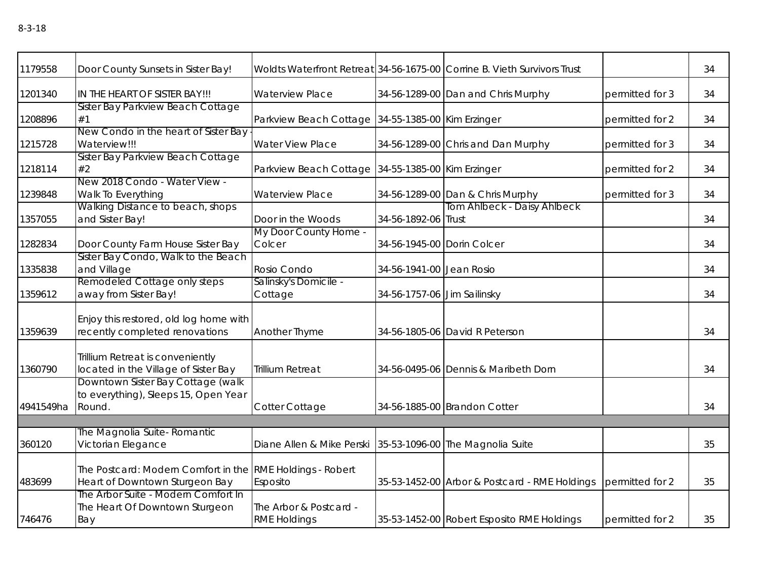8-3-18

| | | | | | | |
|---|---|---|---|---|---|---|
| 1179558 | Door County Sunsets in Sister Bay! | Woldts Waterfront Retreat | 34-56-1675-00 | Corrine B. Vieth Survivors Trust | | 34 |
| 1201340 | IN THE HEART OF SISTER BAY!!! | Waterview Place | 34-56-1289-00 | Dan and Chris Murphy | permitted for 3 | 34 |
| 1208896 | Sister Bay Parkview Beach Cottage #1 | Parkview Beach Cottage | 34-55-1385-00 | Kim Erzinger | permitted for 2 | 34 |
| 1215728 | New Condo in the heart of Sister Bay - Waterview!!! | Water View Place | 34-56-1289-00 | Chris and Dan Murphy | permitted for 3 | 34 |
| 1218114 | Sister Bay Parkview Beach Cottage #2 | Parkview Beach Cottage | 34-55-1385-00 | Kim Erzinger | permitted for 2 | 34 |
| 1239848 | New 2018 Condo - Water View - Walk To Everything | Waterview Place | 34-56-1289-00 | Dan & Chris Murphy | permitted for 3 | 34 |
| 1357055 | Walking Distance to beach, shops and Sister Bay! | Door in the Woods | 34-56-1892-06 | Tom Ahlbeck - Daisy Ahlbeck Trust | | 34 |
| 1282834 | Door County Farm House Sister Bay | My Door County Home - Colcer | 34-56-1945-00 | Dorin Colcer | | 34 |
| 1335838 | Sister Bay Condo, Walk to the Beach and Village | Rosio Condo | 34-56-1941-00 | Jean Rosio | | 34 |
| 1359612 | Remodeled Cottage only steps away from Sister Bay! | Salinsky's Domicile - Cottage | 34-56-1757-06 | Jim Sailinsky | | 34 |
| 1359639 | Enjoy this restored, old log home with recently completed renovations | Another Thyme | 34-56-1805-06 | David R Peterson | | 34 |
| 1360790 | Trillium Retreat is conveniently located in the Village of Sister Bay | Trillium Retreat | 34-56-0495-06 | Dennis & Maribeth Dorn | | 34 |
| 4941549ha | Downtown Sister Bay Cottage (walk to everything), Sleeps 15, Open Year Round. | Cotter Cottage | 34-56-1885-00 | Brandon Cotter | | 34 |
| | | | | | | |
| 360120 | The Magnolia Suite- Romantic Victorian Elegance | Diane Allen & Mike Perski | 35-53-1096-00 | The Magnolia Suite | | 35 |
| 483699 | The Postcard: Modern Comfort in the Heart of Downtown Sturgeon Bay | RME Holdings - Robert Esposito | 35-53-1452-00 | Arbor & Postcard - RME Holdings | permitted for 2 | 35 |
| 746476 | The Arbor Suite - Modern Comfort In The Heart Of Downtown Sturgeon Bay | The Arbor & Postcard - RME Holdings | 35-53-1452-00 | Robert Esposito RME Holdings | permitted for 2 | 35 |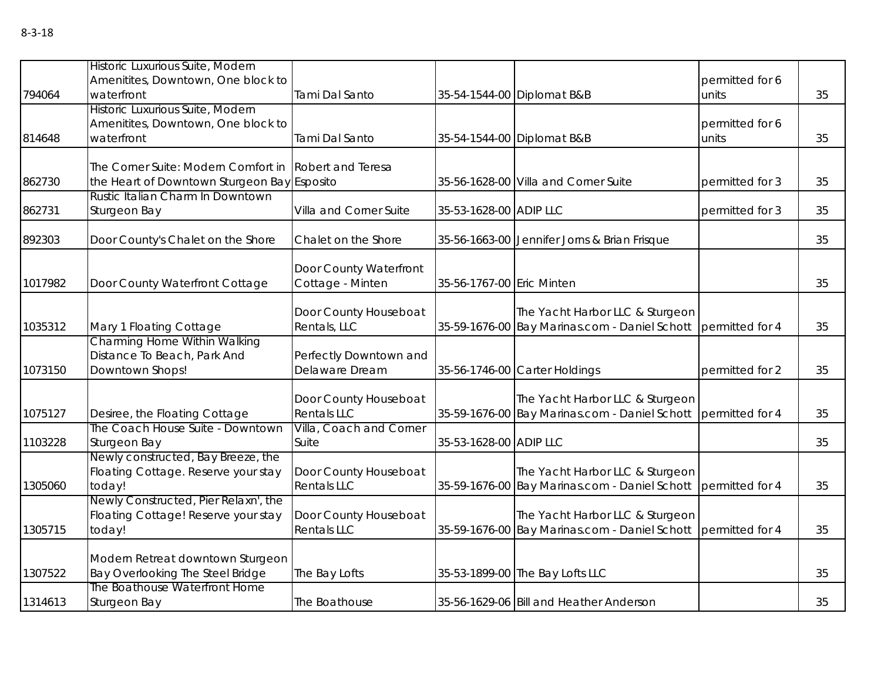| | | | | | | |
|---|---|---|---|---|---|---|
| 794064 | Historic Luxurious Suite, Modern Amenitites, Downtown, One block to waterfront | Tami Dal Santo | 35-54-1544-00 | Diplomat B&B | permitted for 6 units | 35 |
| 814648 | Historic Luxurious Suite, Modern Amenitites, Downtown, One block to waterfront | Tami Dal Santo | 35-54-1544-00 | Diplomat B&B | permitted for 6 units | 35 |
| 862730 | The Corner Suite: Modern Comfort in the Heart of Downtown Sturgeon Bay | Robert and Teresa Esposito | 35-56-1628-00 | Villa and Corner Suite | permitted for 3 | 35 |
| 862731 | Rustic Italian Charm In Downtown Sturgeon Bay | Villa and Corner Suite | 35-53-1628-00 | ADIP LLC | permitted for 3 | 35 |
| 892303 | Door County's Chalet on the Shore | Chalet on the Shore | 35-56-1663-00 | Jennifer Jorns & Brian Frisque | | 35 |
| 1017982 | Door County Waterfront Cottage | Door County Waterfront Cottage - Minten | 35-56-1767-00 | Eric Minten | | 35 |
| 1035312 | Mary 1 Floating Cottage | Door County Houseboat Rentals, LLC | 35-59-1676-00 | The Yacht Harbor LLC & Sturgeon Bay Marinas.com - Daniel Schott | permitted for 4 | 35 |
| 1073150 | Charming Home Within Walking Distance To Beach, Park And Downtown Shops! | Perfectly Downtown and Delaware Dream | 35-56-1746-00 | Carter Holdings | permitted for 2 | 35 |
| 1075127 | Desiree, the Floating Cottage | Door County Houseboat Rentals LLC | 35-59-1676-00 | The Yacht Harbor LLC & Sturgeon Bay Marinas.com - Daniel Schott | permitted for 4 | 35 |
| 1103228 | The Coach House Suite - Downtown Sturgeon Bay | Villa, Coach and Corner Suite | 35-53-1628-00 | ADIP LLC | | 35 |
| 1305060 | Newly constructed, Bay Breeze, the Floating Cottage. Reserve your stay today! | Door County Houseboat Rentals LLC | 35-59-1676-00 | The Yacht Harbor LLC & Sturgeon Bay Marinas.com - Daniel Schott | permitted for 4 | 35 |
| 1305715 | Newly Constructed, Pier Relaxn', the Floating Cottage! Reserve your stay today! | Door County Houseboat Rentals LLC | 35-59-1676-00 | The Yacht Harbor LLC & Sturgeon Bay Marinas.com - Daniel Schott | permitted for 4 | 35 |
| 1307522 | Modern Retreat downtown Sturgeon Bay Overlooking The Steel Bridge | The Bay Lofts | 35-53-1899-00 | The Bay Lofts LLC | | 35 |
| 1314613 | The Boathouse Waterfront Home Sturgeon Bay | The Boathouse | 35-56-1629-06 | Bill and Heather Anderson | | 35 |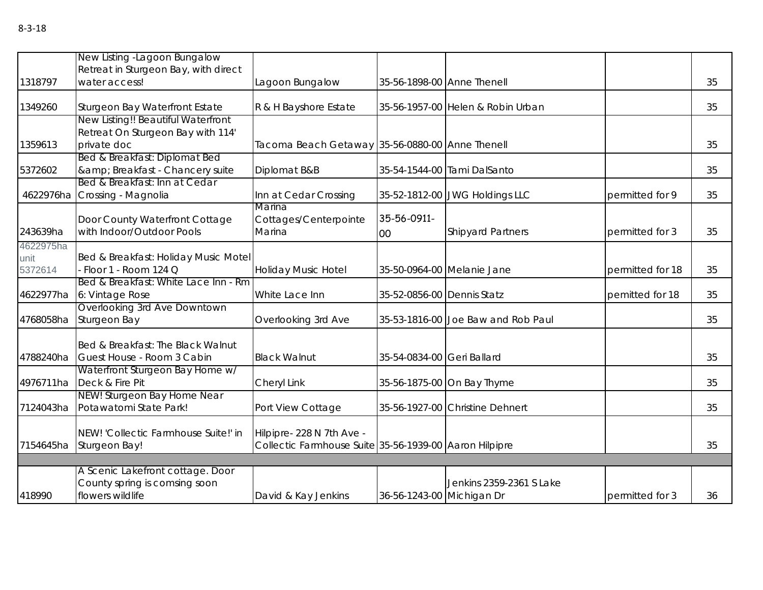8-3-18

| | | | | | | |
|---|---|---|---|---|---|---|
| 1318797 | New Listing -Lagoon Bungalow Retreat in Sturgeon Bay, with direct water access! | Lagoon Bungalow | 35-56-1898-00 | Anne Thenell | | 35 |
| 1349260 | Sturgeon Bay Waterfront Estate | R & H Bayshore Estate | 35-56-1957-00 | Helen & Robin Urban | | 35 |
| 1359613 | New Listing!! Beautiful Waterfront Retreat On Sturgeon Bay with 114' private doc | Tacoma Beach Getaway | 35-56-0880-00 | Anne Thenell | | 35 |
| 5372602 | Bed & Breakfast: Diplomat Bed &amp; Breakfast - Chancery suite | Diplomat B&B | 35-54-1544-00 | Tami DalSanto | | 35 |
| 4622976ha | Bed & Breakfast: Inn at Cedar Crossing - Magnolia | Inn at Cedar Crossing | 35-52-1812-00 | JWG Holdings LLC | permitted for 9 | 35 |
| 243639ha | Door County Waterfront Cottage with Indoor/Outdoor Pools | Marina Cottages/Centerpointe Marina | 35-56-0911-00 | Shipyard Partners | permitted for 3 | 35 |
| 4622975ha unit 5372614 | Bed & Breakfast: Holiday Music Motel - Floor 1 - Room 124 Q | Holiday Music Hotel | 35-50-0964-00 | Melanie Jane | permitted for 18 | 35 |
| 4622977ha | Bed & Breakfast: White Lace Inn - Rm 6: Vintage Rose | White Lace Inn | 35-52-0856-00 | Dennis Statz | pemitted for 18 | 35 |
| 4768058ha | Overlooking 3rd Ave Downtown Sturgeon Bay | Overlooking 3rd Ave | 35-53-1816-00 | Joe Baw and Rob Paul | | 35 |
| 4788240ha | Bed & Breakfast: The Black Walnut Guest House - Room 3 Cabin | Black Walnut | 35-54-0834-00 | Geri Ballard | | 35 |
| 4976711ha | Waterfront Sturgeon Bay Home w/ Deck & Fire Pit | Cheryl Link | 35-56-1875-00 | On Bay Thyme | | 35 |
| 7124043ha | NEW! Sturgeon Bay Home Near Potawatomi State Park! | Port View Cottage | 35-56-1927-00 | Christine Dehnert | | 35 |
| 7154645ha | NEW! 'Collectic Farmhouse Suite!' in Sturgeon Bay! | Hilpipre- 228 N 7th Ave - Collectic Farmhouse Suite | 35-56-1939-00 | Aaron Hilpipre | | 35 |
| | | | | | | |
| 418990 | A Scenic Lakefront cottage. Door County spring is comsing soon flowers wildlife | David & Kay Jenkins | 36-56-1243-00 | Jenkins 2359-2361 S Lake Michigan Dr | permitted for 3 | 36 |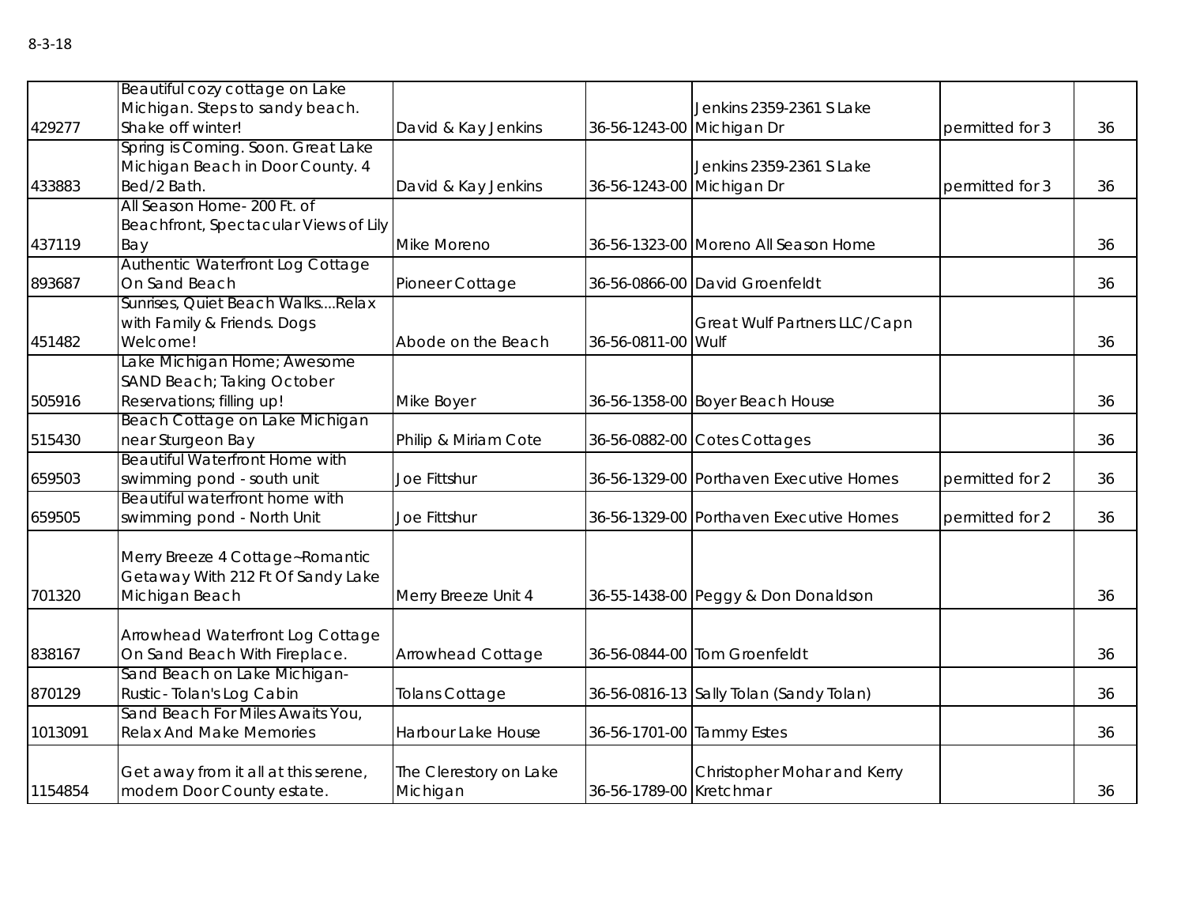8-3-18

| | | | | | | |
|---|---|---|---|---|---|---|
| 429277 | Beautiful cozy cottage on Lake Michigan. Steps to sandy beach. Shake off winter! | David & Kay Jenkins | 36-56-1243-00 | Jenkins 2359-2361 S Lake Michigan Dr | permitted for 3 | 36 |
| 433883 | Spring is Coming. Soon. Great Lake Michigan Beach in Door County. 4 Bed/2 Bath. | David & Kay Jenkins | 36-56-1243-00 | Jenkins 2359-2361 S Lake Michigan Dr | permitted for 3 | 36 |
| 437119 | All Season Home- 200 Ft. of Beachfront, Spectacular Views of Lily Bay | Mike Moreno | 36-56-1323-00 | Moreno All Season Home | | 36 |
| 893687 | Authentic Waterfront Log Cottage On Sand Beach | Pioneer Cottage | 36-56-0866-00 | David Groenfeldt | | 36 |
| 451482 | Sunrises, Quiet Beach Walks....Relax with Family & Friends. Dogs Welcome! | Abode on the Beach | 36-56-0811-00 | Great Wulf Partners LLC/Capn Wulf | | 36 |
| 505916 | Lake Michigan Home; Awesome SAND Beach; Taking October Reservations; filling up! | Mike Boyer | 36-56-1358-00 | Boyer Beach House | | 36 |
| 515430 | Beach Cottage on Lake Michigan near Sturgeon Bay | Philip & Miriam Cote | 36-56-0882-00 | Cotes Cottages | | 36 |
| 659503 | Beautiful Waterfront Home with swimming pond - south unit | Joe Fittshur | 36-56-1329-00 | Porthaven Executive Homes | permitted for 2 | 36 |
| 659505 | Beautiful waterfront home with swimming pond - North Unit | Joe Fittshur | 36-56-1329-00 | Porthaven Executive Homes | permitted for 2 | 36 |
| 701320 | Merry Breeze 4 Cottage~Romantic Getaway With 212 Ft Of Sandy Lake Michigan Beach | Merry Breeze Unit 4 | 36-55-1438-00 | Peggy & Don Donaldson | | 36 |
| 838167 | Arrowhead Waterfront Log Cottage On Sand Beach With Fireplace. | Arrowhead Cottage | 36-56-0844-00 | Tom Groenfeldt | | 36 |
| 870129 | Sand Beach on Lake Michigan-Rustic- Tolan's Log Cabin | Tolans Cottage | 36-56-0816-13 | Sally Tolan (Sandy Tolan) | | 36 |
| 1013091 | Sand Beach For Miles Awaits You, Relax And Make Memories | Harbour Lake House | 36-56-1701-00 | Tammy Estes | | 36 |
| 1154854 | Get away from it all at this serene, modern Door County estate. | The Clerestory on Lake Michigan | 36-56-1789-00 | Christopher Mohar and Kerry Kretchmar | | 36 |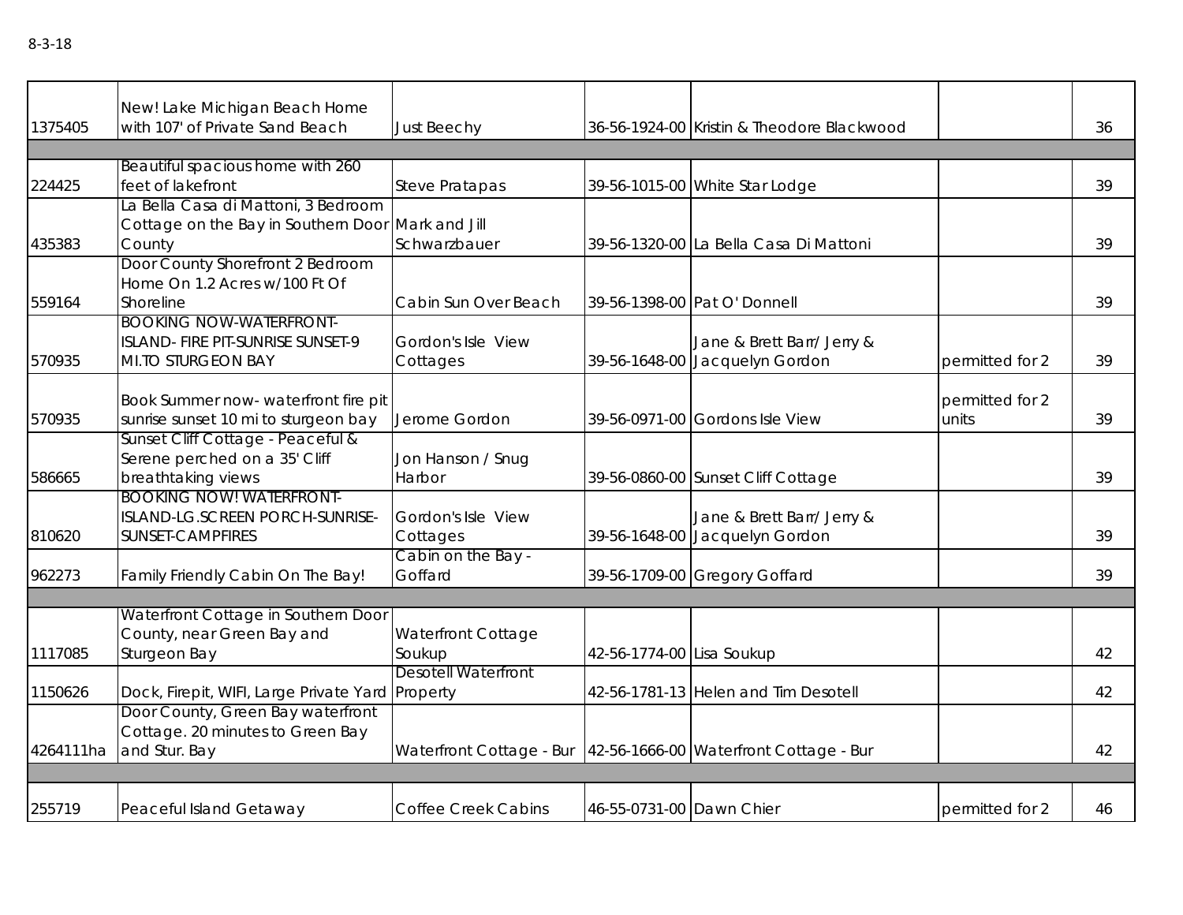8-3-18

| | | | | | | |
|---|---|---|---|---|---|---|
| 1375405 | New! Lake Michigan Beach Home with 107' of Private Sand Beach | Just Beechy | 36-56-1924-00 | Kristin & Theodore Blackwood | | 36 |
| | | | | | | |
| 224425 | Beautiful spacious home with 260 feet of lakefront | Steve Pratapas | 39-56-1015-00 | White Star Lodge | | 39 |
| 435383 | La Bella Casa di Mattoni, 3 Bedroom Cottage on the Bay in Southern Door County | Mark and Jill Schwarzbauer | 39-56-1320-00 | La Bella Casa Di Mattoni | | 39 |
| 559164 | Door County Shorefront 2 Bedroom Home On 1.2 Acres w/100 Ft Of Shoreline | Cabin Sun Over Beach | 39-56-1398-00 | Pat O' Donnell | | 39 |
| 570935 | BOOKING NOW-WATERFRONT-ISLAND- FIRE PIT-SUNRISE SUNSET-9 MI.TO STURGEON BAY | Gordon's Isle View Cottages | 39-56-1648-00 | Jane & Brett Barr/ Jerry & Jacquelyn Gordon | permitted for 2 | 39 |
| 570935 | Book Summer now- waterfront fire pit sunrise sunset 10 mi to sturgeon bay | Jerome Gordon | 39-56-0971-00 | Gordons Isle View | permitted for 2 units | 39 |
| 586665 | Sunset Cliff Cottage - Peaceful & Serene perched on a 35' Cliff breathtaking views | Jon Hanson / Snug Harbor | 39-56-0860-00 | Sunset Cliff Cottage | | 39 |
| 810620 | BOOKING NOW! WATERFRONT-ISLAND-LG.SCREEN PORCH-SUNRISE-SUNSET-CAMPFIRES | Gordon's Isle View Cottages | 39-56-1648-00 | Jane & Brett Barr/ Jerry & Jacquelyn Gordon | | 39 |
| 962273 | Family Friendly Cabin On The Bay! | Cabin on the Bay - Goffard | 39-56-1709-00 | Gregory Goffard | | 39 |
| | | | | | | |
| 1117085 | Waterfront Cottage in Southern Door County, near Green Bay and Sturgeon Bay | Waterfront Cottage Soukup | 42-56-1774-00 | Lisa Soukup | | 42 |
| 1150626 | Dock, Firepit, WIFI, Large Private Yard | Desotell Waterfront Property | 42-56-1781-13 | Helen and Tim Desotell | | 42 |
| 4264111ha | Door County, Green Bay waterfront Cottage. 20 minutes to Green Bay and Stur. Bay | Waterfront Cottage - Bur | 42-56-1666-00 | Waterfront Cottage - Bur | | 42 |
| | | | | | | |
| 255719 | Peaceful Island Getaway | Coffee Creek Cabins | 46-55-0731-00 | Dawn Chier | permitted for 2 | 46 |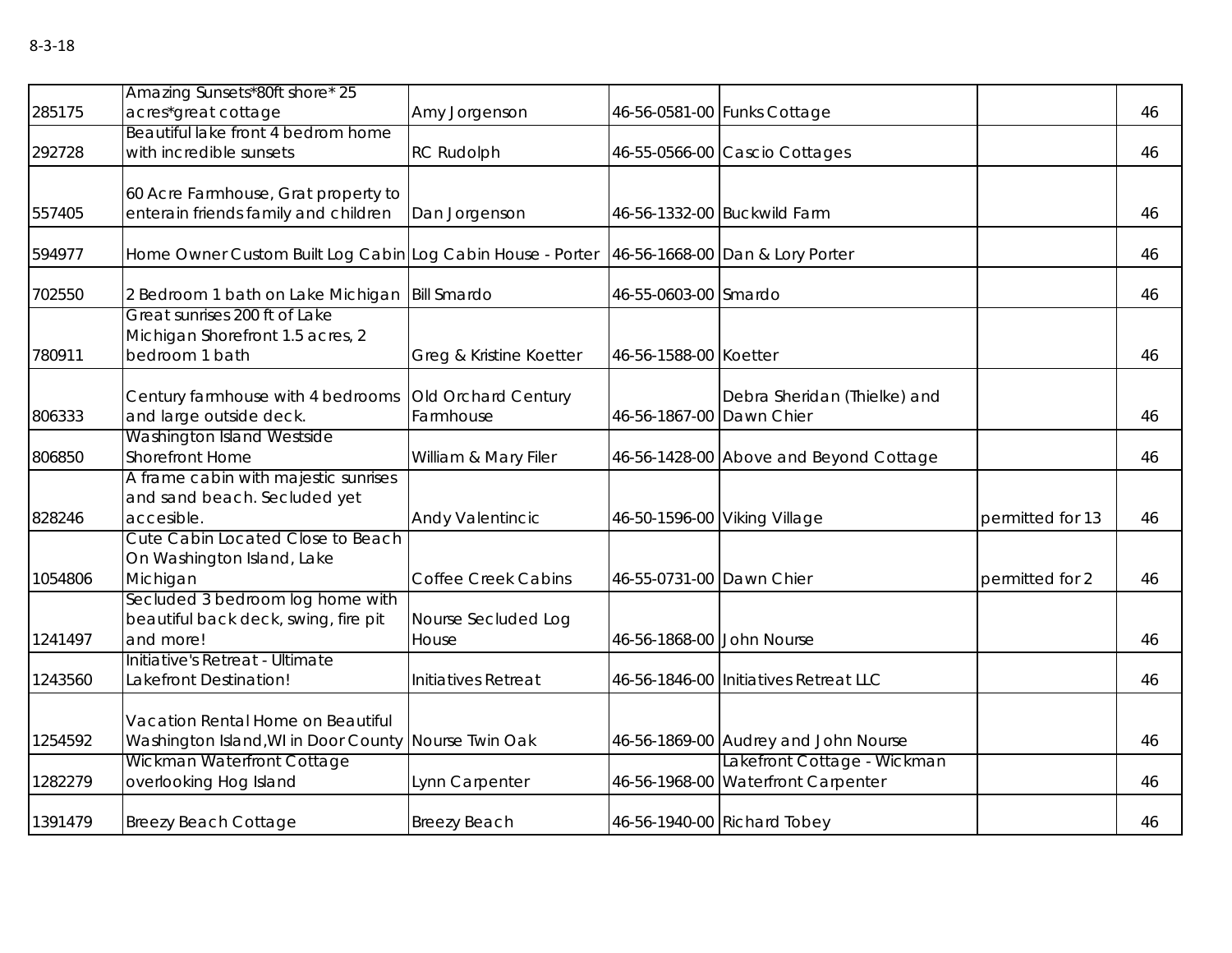8-3-18

| | | | | | | |
|---|---|---|---|---|---|---|
| 285175 | Amazing Sunsets*80ft shore* 25 acres*great cottage | Amy Jorgenson | 46-56-0581-00 | Funks Cottage | | 46 |
| 292728 | Beautiful lake front 4 bedrom home with incredible sunsets | RC Rudolph | 46-55-0566-00 | Cascio Cottages | | 46 |
| 557405 | 60 Acre Farmhouse, Grat property to enterain friends family and children | Dan Jorgenson | 46-56-1332-00 | Buckwild Farm | | 46 |
| 594977 | Home Owner Custom Built Log Cabin | Log Cabin House - Porter | 46-56-1668-00 | Dan & Lory Porter | | 46 |
| 702550 | 2 Bedroom 1 bath on Lake Michigan | Bill Smardo | 46-55-0603-00 | Smardo | | 46 |
| 780911 | Great sunrises 200 ft of Lake Michigan Shorefront 1.5 acres, 2 bedroom 1 bath | Greg & Kristine Koetter | 46-56-1588-00 | Koetter | | 46 |
| 806333 | Century farmhouse with 4 bedrooms and large outside deck. | Old Orchard Century Farmhouse | 46-56-1867-00 | Debra Sheridan (Thielke) and Dawn Chier | | 46 |
| 806850 | Washington Island Westside Shorefront Home | William & Mary Filer | 46-56-1428-00 | Above and Beyond Cottage | | 46 |
| 828246 | A frame cabin with majestic sunrises and sand beach. Secluded yet accesible. | Andy Valentincic | 46-50-1596-00 | Viking Village | permitted for 13 | 46 |
| 1054806 | Cute Cabin Located Close to Beach On Washington Island, Lake Michigan | Coffee Creek Cabins | 46-55-0731-00 | Dawn Chier | permitted for 2 | 46 |
| 1241497 | Secluded 3 bedroom log home with beautiful back deck, swing, fire pit and more! | Nourse Secluded Log House | 46-56-1868-00 | John Nourse | | 46 |
| 1243560 | Initiative's Retreat - Ultimate Lakefront Destination! | Initiatives Retreat | 46-56-1846-00 | Initiatives Retreat LLC | | 46 |
| 1254592 | Vacation Rental Home on Beautiful Washington Island,WI in Door County | Nourse Twin Oak | 46-56-1869-00 | Audrey and John Nourse | | 46 |
| 1282279 | Wickman Waterfront Cottage overlooking Hog Island | Lynn Carpenter | 46-56-1968-00 | Lakefront Cottage - Wickman Waterfront Carpenter | | 46 |
| 1391479 | Breezy Beach Cottage | Breezy Beach | 46-56-1940-00 | Richard Tobey | | 46 |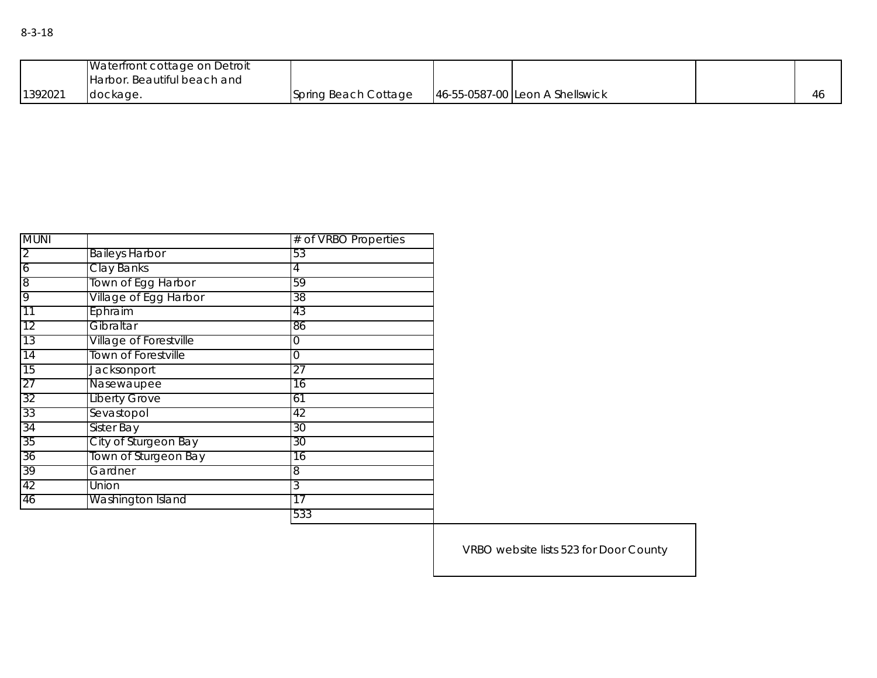8-3-18

| | | | | | | |
|---|---|---|---|---|---|---|
| 1392021 | Waterfront cottage on Detroit Harbor. Beautiful beach and dockage. | Spring Beach Cottage | 46-55-0587-00 | Leon A Shellswick | | 46 |

| MUNI | | # of VRBO Properties |
|---|---|---|
| 2 | Baileys Harbor | 53 |
| 6 | Clay Banks | 4 |
| 8 | Town of Egg Harbor | 59 |
| 9 | Village of Egg Harbor | 38 |
| 11 | Ephraim | 43 |
| 12 | Gibraltar | 86 |
| 13 | Village of Forestville | 0 |
| 14 | Town of Forestville | 0 |
| 15 | Jacksonport | 27 |
| 27 | Nasewaupee | 16 |
| 32 | Liberty Grove | 61 |
| 33 | Sevastopol | 42 |
| 34 | Sister Bay | 30 |
| 35 | City of Sturgeon Bay | 30 |
| 36 | Town of Sturgeon Bay | 16 |
| 39 | Gardner | 8 |
| 42 | Union | 3 |
| 46 | Washington Island | 17 |
| | | 533 |

VRBO website lists 523 for Door County